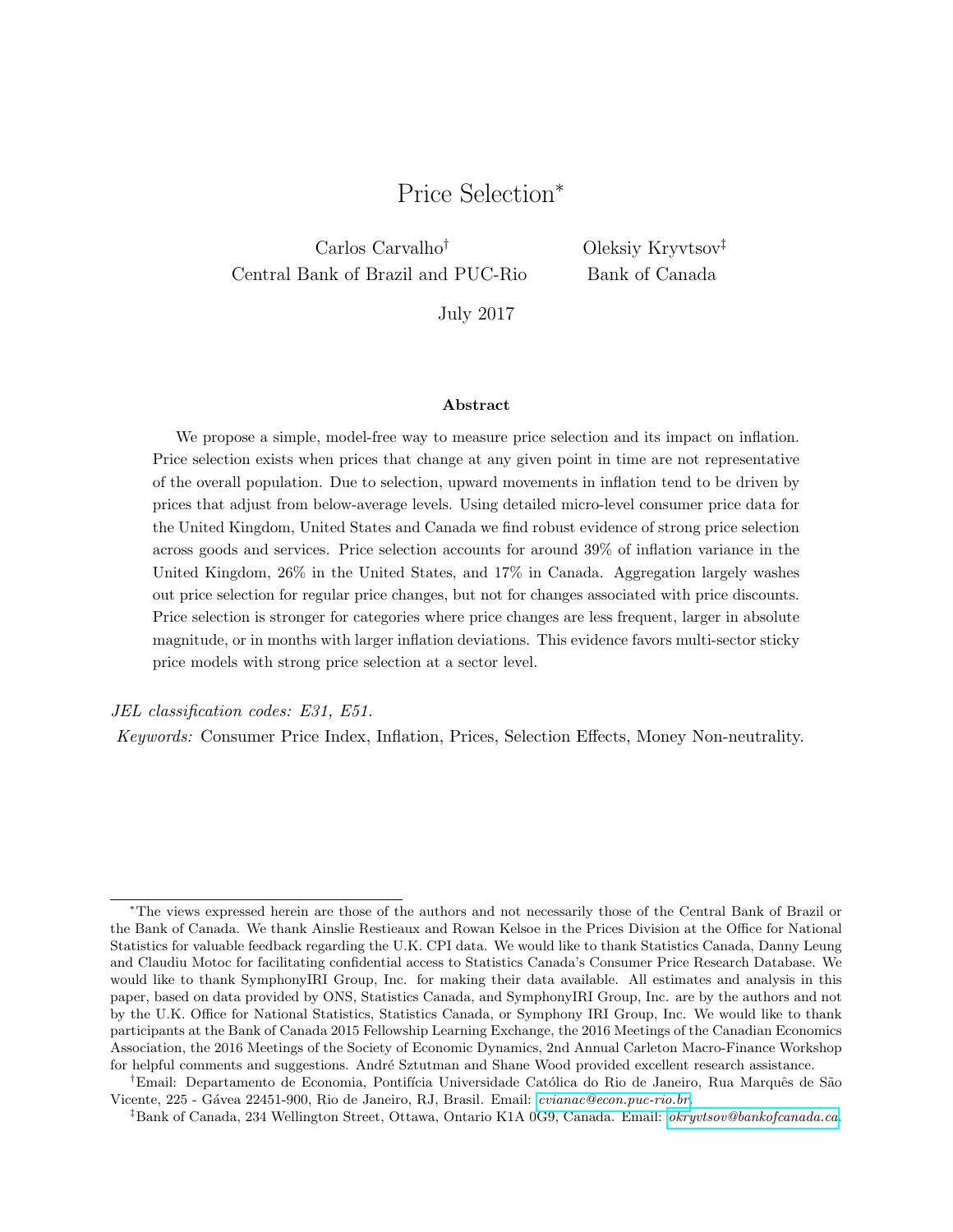# Price Selection*

Carlos Carvalho[†]
Central Bank of Brazil and PUC-Rio

Oleksiy Kryvtsov[‡]
Bank of Canada

July 2017

## Abstract

We propose a simple, model-free way to measure price selection and its impact on inflation. Price selection exists when prices that change at any given point in time are not representative of the overall population. Due to selection, upward movements in inflation tend to be driven by prices that adjust from below-average levels. Using detailed micro-level consumer price data for the United Kingdom, United States and Canada we find robust evidence of strong price selection across goods and services. Price selection accounts for around 39% of inflation variance in the United Kingdom, 26% in the United States, and 17% in Canada. Aggregation largely washes out price selection for regular price changes, but not for changes associated with price discounts. Price selection is stronger for categories where price changes are less frequent, larger in absolute magnitude, or in months with larger inflation deviations. This evidence favors multi-sector sticky price models with strong price selection at a sector level.

*JEL classification codes:* E31, E51.

*Keywords:* Consumer Price Index, Inflation, Prices, Selection Effects, Money Non-neutrality.

---

*The views expressed herein are those of the authors and not necessarily those of the Central Bank of Brazil or the Bank of Canada. We thank Ainslie Restieaux and Rowan Kelsoe in the Prices Division at the Office for National Statistics for valuable feedback regarding the U.K. CPI data. We would like to thank Statistics Canada, Danny Leung and Claudiu Motoc for facilitating confidential access to Statistics Canada's Consumer Price Research Database. We would like to thank SymphonyIRI Group, Inc. for making their data available. All estimates and analysis in this paper, based on data provided by ONS, Statistics Canada, and SymphonyIRI Group, Inc. are by the authors and not by the U.K. Office for National Statistics, Statistics Canada, or Symphony IRI Group, Inc. We would like to thank participants at the Bank of Canada 2015 Fellowship Learning Exchange, the 2016 Meetings of the Canadian Economics Association, the 2016 Meetings of the Society of Economic Dynamics, 2nd Annual Carleton Macro-Finance Workshop for helpful comments and suggestions. André Sztutman and Shane Wood provided excellent research assistance.

[†]Email: Departamento de Economia, Pontifícia Universidade Católica do Rio de Janeiro, Rua Marquês de São Vicente, 225 - Gávea 22451-900, Rio de Janeiro, RJ, Brasil. Email: cvianac@econ.puc-rio.br.

[‡]Bank of Canada, 234 Wellington Street, Ottawa, Ontario K1A 0G9, Canada. Email: okryvtsov@bankofcanada.ca.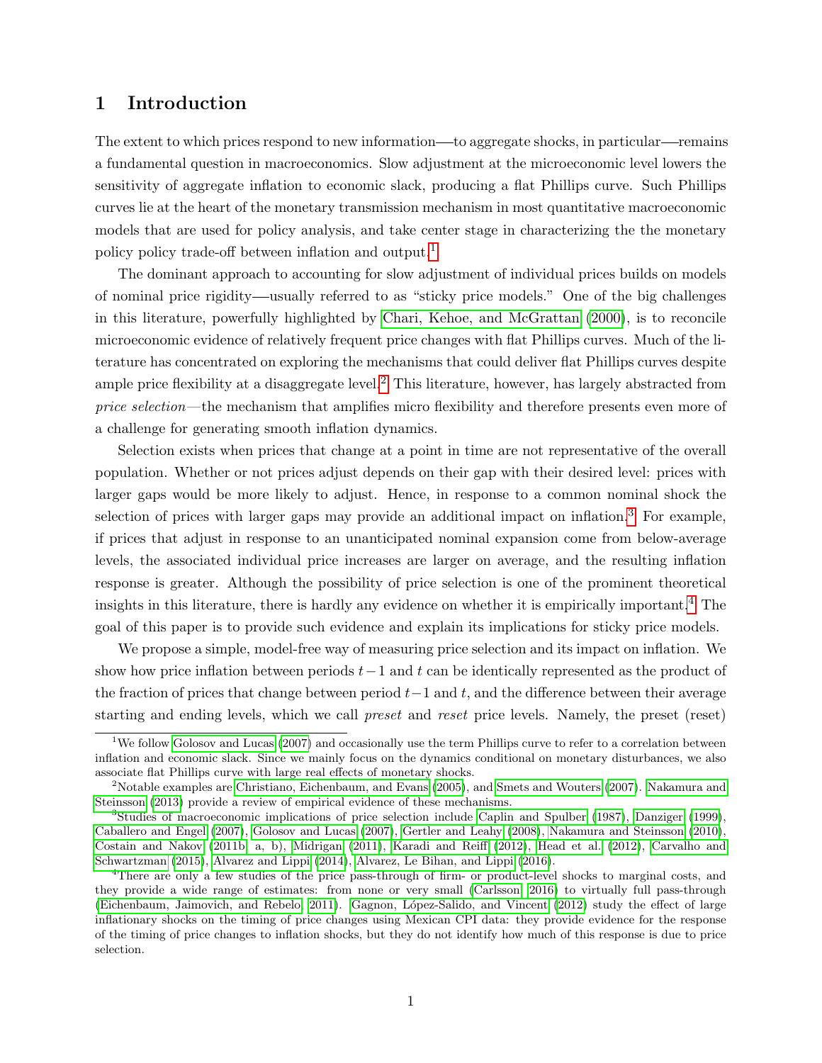# 1 Introduction

The extent to which prices respond to new information—to aggregate shocks, in particular—remains a fundamental question in macroeconomics. Slow adjustment at the microeconomic level lowers the sensitivity of aggregate inflation to economic slack, producing a flat Phillips curve. Such Phillips curves lie at the heart of the monetary transmission mechanism in most quantitative macroeconomic models that are used for policy analysis, and take center stage in characterizing the the monetary policy policy trade-off between inflation and output.[1]

The dominant approach to accounting for slow adjustment of individual prices builds on models of nominal price rigidity—usually referred to as "sticky price models." One of the big challenges in this literature, powerfully highlighted by Chari, Kehoe, and McGrattan (2000), is to reconcile microeconomic evidence of relatively frequent price changes with flat Phillips curves. Much of the literature has concentrated on exploring the mechanisms that could deliver flat Phillips curves despite ample price flexibility at a disaggregate level.[2] This literature, however, has largely abstracted from *price selection*—the mechanism that amplifies micro flexibility and therefore presents even more of a challenge for generating smooth inflation dynamics.

Selection exists when prices that change at a point in time are not representative of the overall population. Whether or not prices adjust depends on their gap with their desired level: prices with larger gaps would be more likely to adjust. Hence, in response to a common nominal shock the selection of prices with larger gaps may provide an additional impact on inflation.[3] For example, if prices that adjust in response to an unanticipated nominal expansion come from below-average levels, the associated individual price increases are larger on average, and the resulting inflation response is greater. Although the possibility of price selection is one of the prominent theoretical insights in this literature, there is hardly any evidence on whether it is empirically important.[4] The goal of this paper is to provide such evidence and explain its implications for sticky price models.

We propose a simple, model-free way of measuring price selection and its impact on inflation. We show how price inflation between periods $t-1$ and $t$ can be identically represented as the product of the fraction of prices that change between period $t-1$ and $t$, and the difference between their average starting and ending levels, which we call *preset* and *reset* price levels. Namely, the preset (reset)

[1] We follow Golosov and Lucas (2007) and occasionally use the term Phillips curve to refer to a correlation between inflation and economic slack. Since we mainly focus on the dynamics conditional on monetary disturbances, we also associate flat Phillips curve with large real effects of monetary shocks.

[2] Notable examples are Christiano, Eichenbaum, and Evans (2005), and Smets and Wouters (2007). Nakamura and Steinsson (2013) provide a review of empirical evidence of these mechanisms.

[3] Studies of macroeconomic implications of price selection include Caplin and Spulber (1987), Danziger (1999), Caballero and Engel (2007), Golosov and Lucas (2007), Gertler and Leahy (2008), Nakamura and Steinsson (2010), Costain and Nakov (2011b, a, b), Midrigan (2011), Karadi and Reiff (2012), Head et al. (2012), Carvalho and Schwartzman (2015), Alvarez and Lippi (2014), Alvarez, Le Bihan, and Lippi (2016).

[4] There are only a few studies of the price pass-through of firm- or product-level shocks to marginal costs, and they provide a wide range of estimates: from none or very small (Carlsson, 2016) to virtually full pass-through (Eichenbaum, Jaimovich, and Rebelo, 2011). Gagnon, López-Salido, and Vincent (2012) study the effect of large inflationary shocks on the timing of price changes using Mexican CPI data: they provide evidence for the response of the timing of price changes to inflation shocks, but they do not identify how much of this response is due to price selection.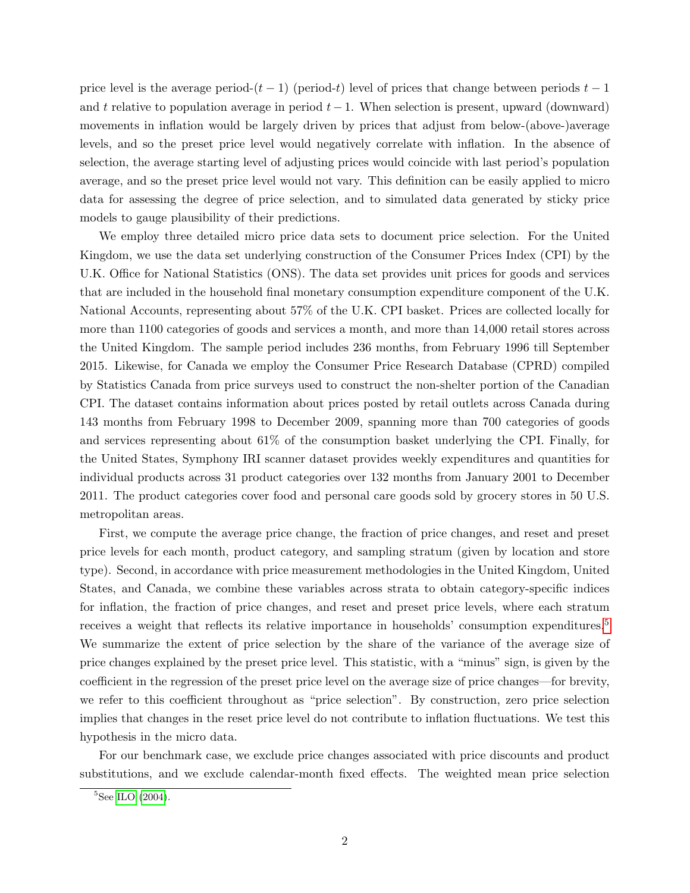price level is the average period-$(t-1)$ (period-$t$) level of prices that change between periods $t-1$ and $t$ relative to population average in period $t-1$. When selection is present, upward (downward) movements in inflation would be largely driven by prices that adjust from below-(above-)average levels, and so the preset price level would negatively correlate with inflation. In the absence of selection, the average starting level of adjusting prices would coincide with last period's population average, and so the preset price level would not vary. This definition can be easily applied to micro data for assessing the degree of price selection, and to simulated data generated by sticky price models to gauge plausibility of their predictions.

We employ three detailed micro price data sets to document price selection. For the United Kingdom, we use the data set underlying construction of the Consumer Prices Index (CPI) by the U.K. Office for National Statistics (ONS). The data set provides unit prices for goods and services that are included in the household final monetary consumption expenditure component of the U.K. National Accounts, representing about 57% of the U.K. CPI basket. Prices are collected locally for more than 1100 categories of goods and services a month, and more than 14,000 retail stores across the United Kingdom. The sample period includes 236 months, from February 1996 till September 2015. Likewise, for Canada we employ the Consumer Price Research Database (CPRD) compiled by Statistics Canada from price surveys used to construct the non-shelter portion of the Canadian CPI. The dataset contains information about prices posted by retail outlets across Canada during 143 months from February 1998 to December 2009, spanning more than 700 categories of goods and services representing about 61% of the consumption basket underlying the CPI. Finally, for the United States, Symphony IRI scanner dataset provides weekly expenditures and quantities for individual products across 31 product categories over 132 months from January 2001 to December 2011. The product categories cover food and personal care goods sold by grocery stores in 50 U.S. metropolitan areas.

First, we compute the average price change, the fraction of price changes, and reset and preset price levels for each month, product category, and sampling stratum (given by location and store type). Second, in accordance with price measurement methodologies in the United Kingdom, United States, and Canada, we combine these variables across strata to obtain category-specific indices for inflation, the fraction of price changes, and reset and preset price levels, where each stratum receives a weight that reflects its relative importance in households' consumption expenditures.[5] We summarize the extent of price selection by the share of the variance of the average size of price changes explained by the preset price level. This statistic, with a "minus" sign, is given by the coefficient in the regression of the preset price level on the average size of price changes—for brevity, we refer to this coefficient throughout as "price selection". By construction, zero price selection implies that changes in the reset price level do not contribute to inflation fluctuations. We test this hypothesis in the micro data.

For our benchmark case, we exclude price changes associated with price discounts and product substitutions, and we exclude calendar-month fixed effects. The weighted mean price selection

[5] See ILO (2004).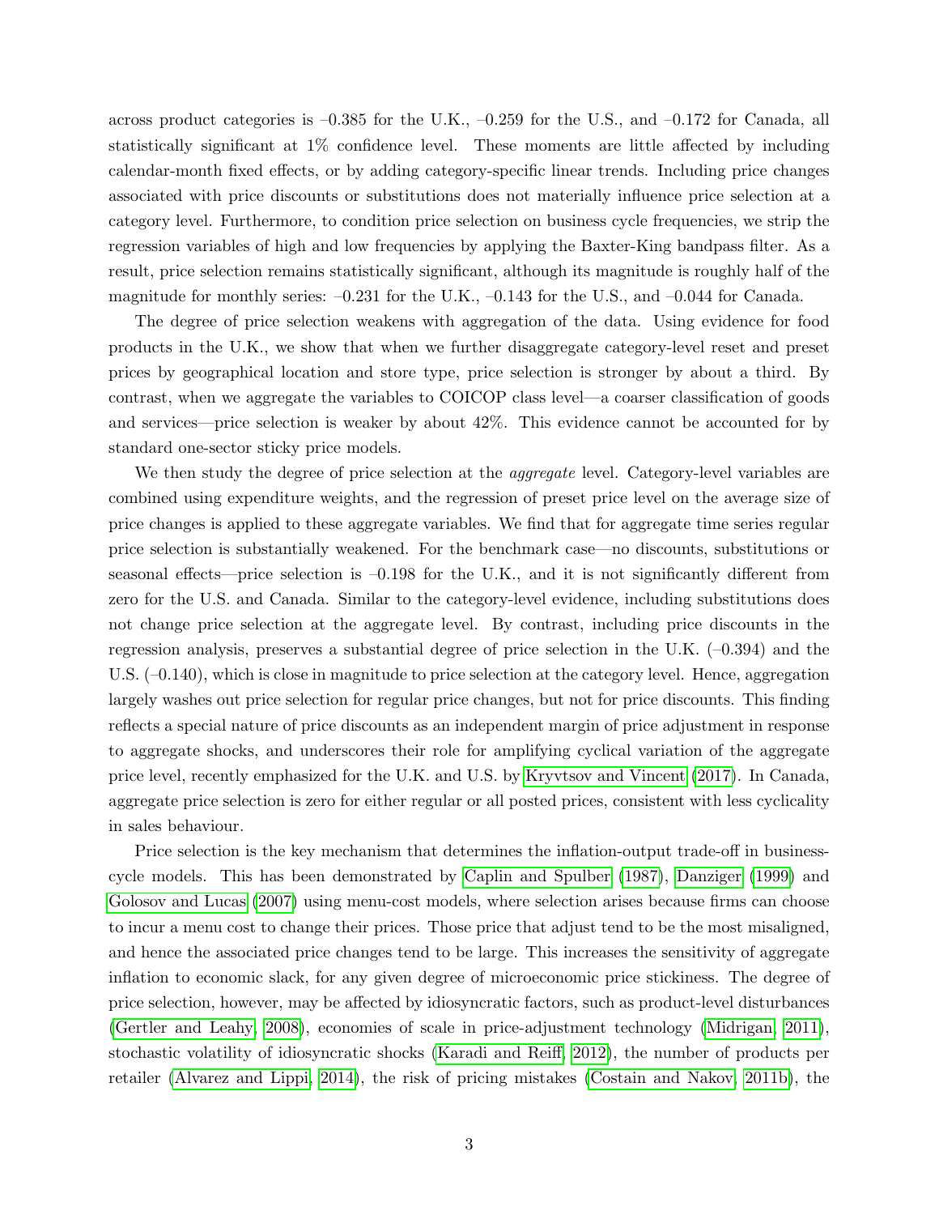across product categories is –0.385 for the U.K., –0.259 for the U.S., and –0.172 for Canada, all statistically significant at 1% confidence level. These moments are little affected by including calendar-month fixed effects, or by adding category-specific linear trends. Including price changes associated with price discounts or substitutions does not materially influence price selection at a category level. Furthermore, to condition price selection on business cycle frequencies, we strip the regression variables of high and low frequencies by applying the Baxter-King bandpass filter. As a result, price selection remains statistically significant, although its magnitude is roughly half of the magnitude for monthly series: –0.231 for the U.K., –0.143 for the U.S., and –0.044 for Canada.

The degree of price selection weakens with aggregation of the data. Using evidence for food products in the U.K., we show that when we further disaggregate category-level reset and preset prices by geographical location and store type, price selection is stronger by about a third. By contrast, when we aggregate the variables to COICOP class level—a coarser classification of goods and services—price selection is weaker by about 42%. This evidence cannot be accounted for by standard one-sector sticky price models.

We then study the degree of price selection at the *aggregate* level. Category-level variables are combined using expenditure weights, and the regression of preset price level on the average size of price changes is applied to these aggregate variables. We find that for aggregate time series regular price selection is substantially weakened. For the benchmark case—no discounts, substitutions or seasonal effects—price selection is –0.198 for the U.K., and it is not significantly different from zero for the U.S. and Canada. Similar to the category-level evidence, including substitutions does not change price selection at the aggregate level. By contrast, including price discounts in the regression analysis, preserves a substantial degree of price selection in the U.K. (–0.394) and the U.S. (–0.140), which is close in magnitude to price selection at the category level. Hence, aggregation largely washes out price selection for regular price changes, but not for price discounts. This finding reflects a special nature of price discounts as an independent margin of price adjustment in response to aggregate shocks, and underscores their role for amplifying cyclical variation of the aggregate price level, recently emphasized for the U.K. and U.S. by Kryvtsov and Vincent (2017). In Canada, aggregate price selection is zero for either regular or all posted prices, consistent with less cyclicality in sales behaviour.

Price selection is the key mechanism that determines the inflation-output trade-off in business-cycle models. This has been demonstrated by Caplin and Spulber (1987), Danziger (1999) and Golosov and Lucas (2007) using menu-cost models, where selection arises because firms can choose to incur a menu cost to change their prices. Those price that adjust tend to be the most misaligned, and hence the associated price changes tend to be large. This increases the sensitivity of aggregate inflation to economic slack, for any given degree of microeconomic price stickiness. The degree of price selection, however, may be affected by idiosyncratic factors, such as product-level disturbances (Gertler and Leahy, 2008), economies of scale in price-adjustment technology (Midrigan, 2011), stochastic volatility of idiosyncratic shocks (Karadi and Reiff, 2012), the number of products per retailer (Alvarez and Lippi, 2014), the risk of pricing mistakes (Costain and Nakov, 2011b), the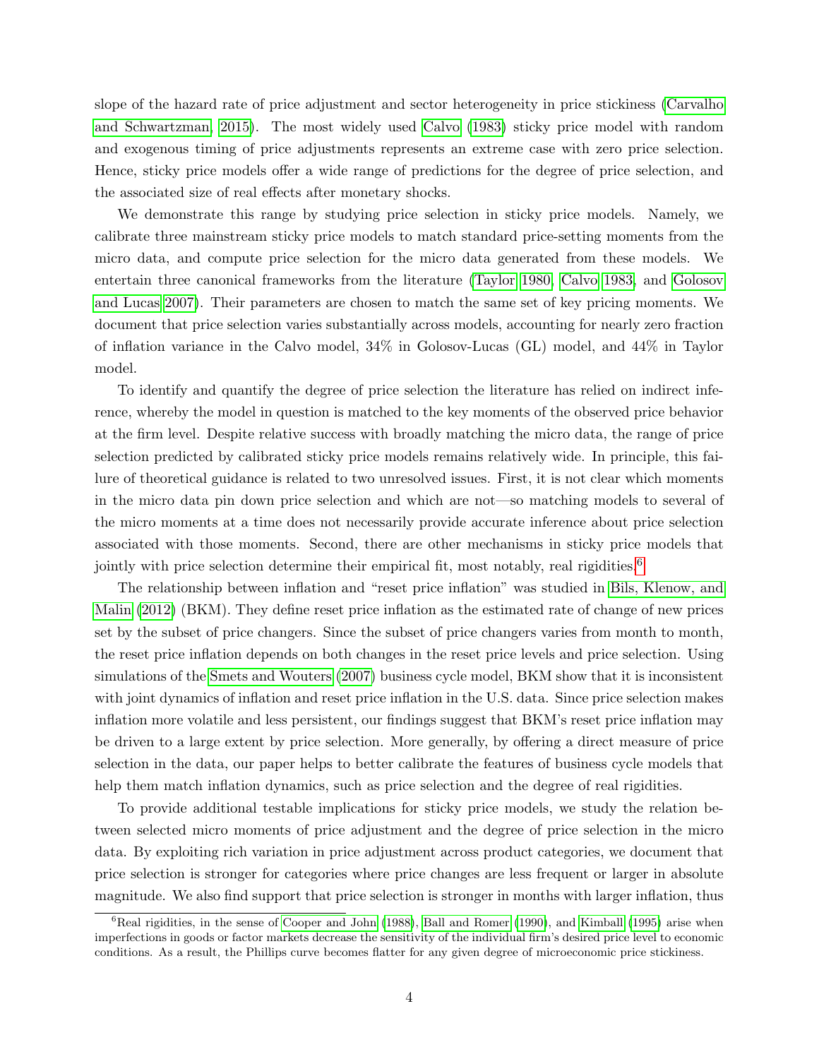slope of the hazard rate of price adjustment and sector heterogeneity in price stickiness (Carvalho and Schwartzman, 2015). The most widely used Calvo (1983) sticky price model with random and exogenous timing of price adjustments represents an extreme case with zero price selection. Hence, sticky price models offer a wide range of predictions for the degree of price selection, and the associated size of real effects after monetary shocks.

We demonstrate this range by studying price selection in sticky price models. Namely, we calibrate three mainstream sticky price models to match standard price-setting moments from the micro data, and compute price selection for the micro data generated from these models. We entertain three canonical frameworks from the literature (Taylor 1980, Calvo 1983, and Golosov and Lucas 2007). Their parameters are chosen to match the same set of key pricing moments. We document that price selection varies substantially across models, accounting for nearly zero fraction of inflation variance in the Calvo model, 34% in Golosov-Lucas (GL) model, and 44% in Taylor model.

To identify and quantify the degree of price selection the literature has relied on indirect inference, whereby the model in question is matched to the key moments of the observed price behavior at the firm level. Despite relative success with broadly matching the micro data, the range of price selection predicted by calibrated sticky price models remains relatively wide. In principle, this failure of theoretical guidance is related to two unresolved issues. First, it is not clear which moments in the micro data pin down price selection and which are not—so matching models to several of the micro moments at a time does not necessarily provide accurate inference about price selection associated with those moments. Second, there are other mechanisms in sticky price models that jointly with price selection determine their empirical fit, most notably, real rigidities.[6]

The relationship between inflation and "reset price inflation" was studied in Bils, Klenow, and Malin (2012) (BKM). They define reset price inflation as the estimated rate of change of new prices set by the subset of price changers. Since the subset of price changers varies from month to month, the reset price inflation depends on both changes in the reset price levels and price selection. Using simulations of the Smets and Wouters (2007) business cycle model, BKM show that it is inconsistent with joint dynamics of inflation and reset price inflation in the U.S. data. Since price selection makes inflation more volatile and less persistent, our findings suggest that BKM's reset price inflation may be driven to a large extent by price selection. More generally, by offering a direct measure of price selection in the data, our paper helps to better calibrate the features of business cycle models that help them match inflation dynamics, such as price selection and the degree of real rigidities.

To provide additional testable implications for sticky price models, we study the relation between selected micro moments of price adjustment and the degree of price selection in the micro data. By exploiting rich variation in price adjustment across product categories, we document that price selection is stronger for categories where price changes are less frequent or larger in absolute magnitude. We also find support that price selection is stronger in months with larger inflation, thus

[6]Real rigidities, in the sense of Cooper and John (1988), Ball and Romer (1990), and Kimball (1995) arise when imperfections in goods or factor markets decrease the sensitivity of the individual firm's desired price level to economic conditions. As a result, the Phillips curve becomes flatter for any given degree of microeconomic price stickiness.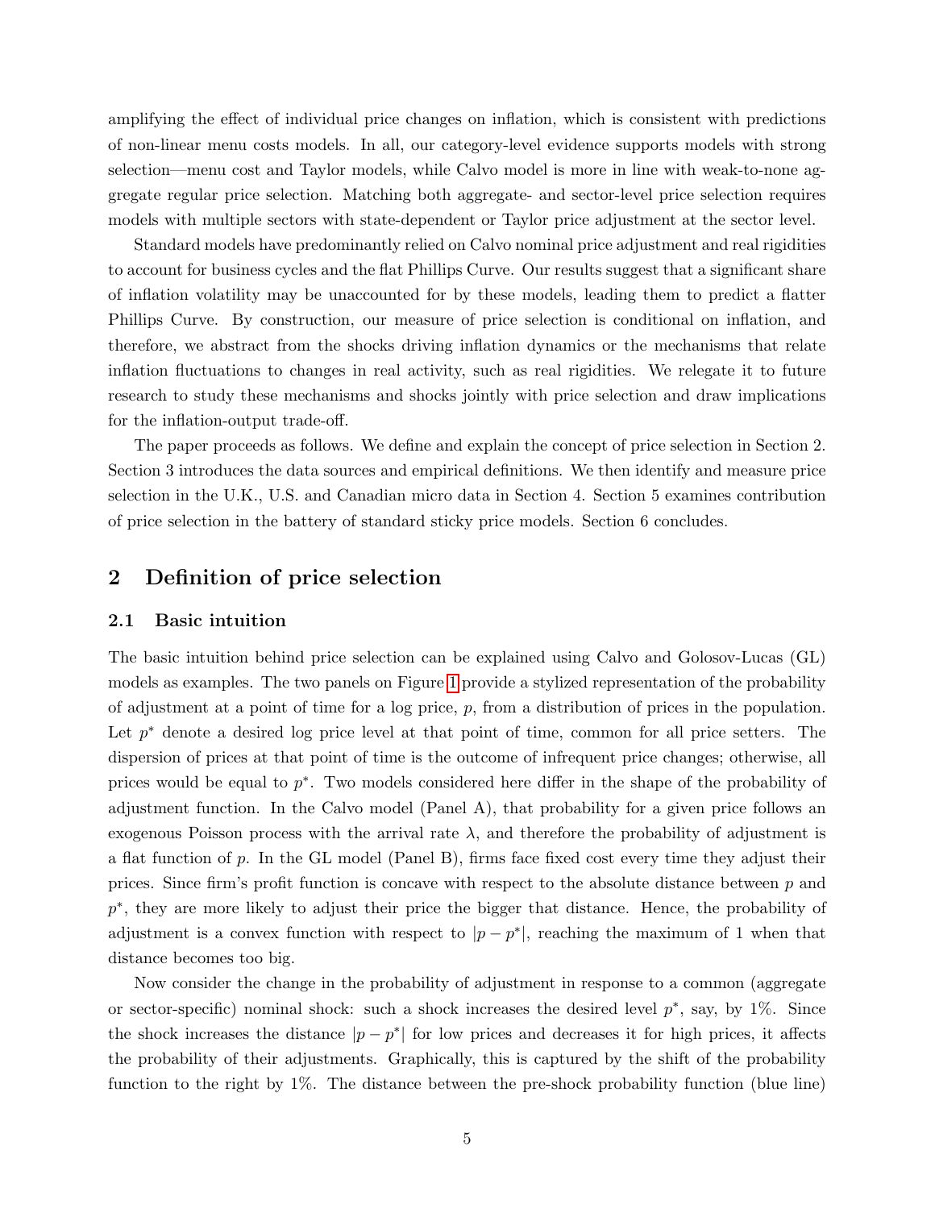amplifying the effect of individual price changes on inflation, which is consistent with predictions of non-linear menu costs models. In all, our category-level evidence supports models with strong selection—menu cost and Taylor models, while Calvo model is more in line with weak-to-none aggregate regular price selection. Matching both aggregate- and sector-level price selection requires models with multiple sectors with state-dependent or Taylor price adjustment at the sector level.

Standard models have predominantly relied on Calvo nominal price adjustment and real rigidities to account for business cycles and the flat Phillips Curve. Our results suggest that a significant share of inflation volatility may be unaccounted for by these models, leading them to predict a flatter Phillips Curve. By construction, our measure of price selection is conditional on inflation, and therefore, we abstract from the shocks driving inflation dynamics or the mechanisms that relate inflation fluctuations to changes in real activity, such as real rigidities. We relegate it to future research to study these mechanisms and shocks jointly with price selection and draw implications for the inflation-output trade-off.

The paper proceeds as follows. We define and explain the concept of price selection in Section 2. Section 3 introduces the data sources and empirical definitions. We then identify and measure price selection in the U.K., U.S. and Canadian micro data in Section 4. Section 5 examines contribution of price selection in the battery of standard sticky price models. Section 6 concludes.

## 2 Definition of price selection

### 2.1 Basic intuition

The basic intuition behind price selection can be explained using Calvo and Golosov-Lucas (GL) models as examples. The two panels on Figure 1 provide a stylized representation of the probability of adjustment at a point of time for a log price, $p$, from a distribution of prices in the population. Let $p^*$ denote a desired log price level at that point of time, common for all price setters. The dispersion of prices at that point of time is the outcome of infrequent price changes; otherwise, all prices would be equal to $p^*$. Two models considered here differ in the shape of the probability of adjustment function. In the Calvo model (Panel A), that probability for a given price follows an exogenous Poisson process with the arrival rate $\lambda$, and therefore the probability of adjustment is a flat function of $p$. In the GL model (Panel B), firms face fixed cost every time they adjust their prices. Since firm's profit function is concave with respect to the absolute distance between $p$ and $p^*$, they are more likely to adjust their price the bigger that distance. Hence, the probability of adjustment is a convex function with respect to $|p - p^*|$, reaching the maximum of 1 when that distance becomes too big.

Now consider the change in the probability of adjustment in response to a common (aggregate or sector-specific) nominal shock: such a shock increases the desired level $p^*$, say, by 1%. Since the shock increases the distance $|p - p^*|$ for low prices and decreases it for high prices, it affects the probability of their adjustments. Graphically, this is captured by the shift of the probability function to the right by 1%. The distance between the pre-shock probability function (blue line)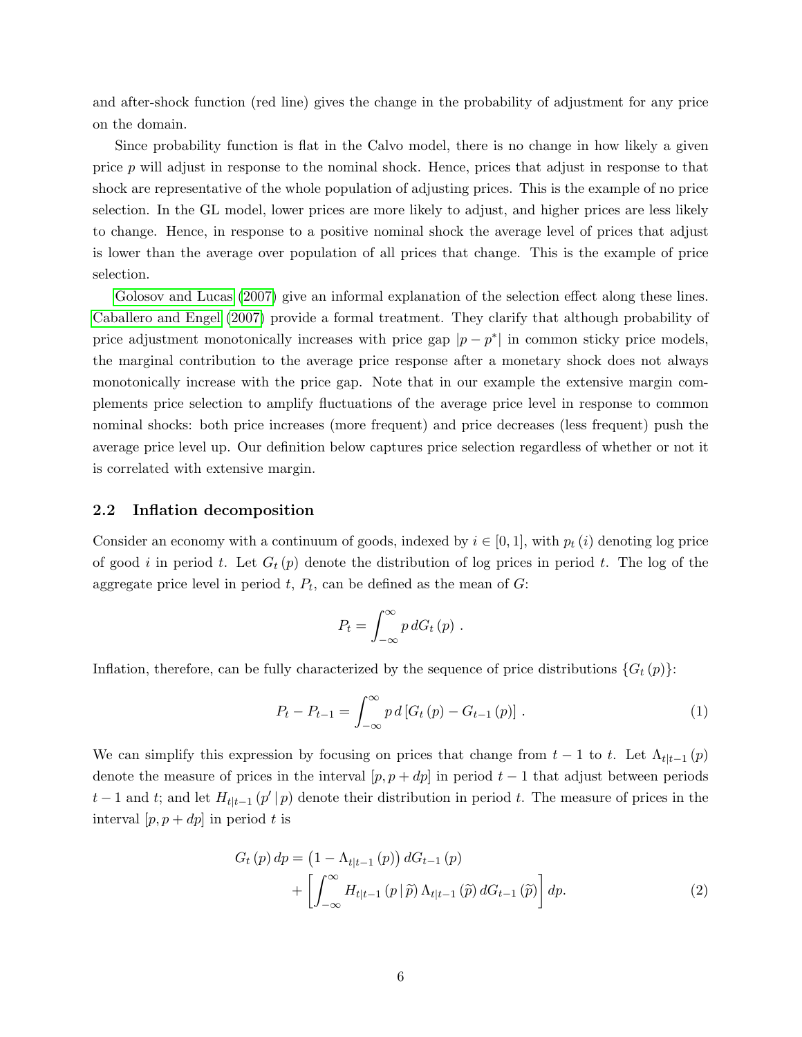and after-shock function (red line) gives the change in the probability of adjustment for any price on the domain.

Since probability function is flat in the Calvo model, there is no change in how likely a given price $p$ will adjust in response to the nominal shock. Hence, prices that adjust in response to that shock are representative of the whole population of adjusting prices. This is the example of no price selection. In the GL model, lower prices are more likely to adjust, and higher prices are less likely to change. Hence, in response to a positive nominal shock the average level of prices that adjust is lower than the average over population of all prices that change. This is the example of price selection.

Golosov and Lucas (2007) give an informal explanation of the selection effect along these lines. Caballero and Engel (2007) provide a formal treatment. They clarify that although probability of price adjustment monotonically increases with price gap $|p - p^*|$ in common sticky price models, the marginal contribution to the average price response after a monetary shock does not always monotonically increase with the price gap. Note that in our example the extensive margin complements price selection to amplify fluctuations of the average price level in response to common nominal shocks: both price increases (more frequent) and price decreases (less frequent) push the average price level up. Our definition below captures price selection regardless of whether or not it is correlated with extensive margin.

### 2.2 Inflation decomposition

Consider an economy with a continuum of goods, indexed by $i \in [0, 1]$, with $p_t(i)$ denoting log price of good $i$ in period $t$. Let $G_t(p)$ denote the distribution of log prices in period $t$. The log of the aggregate price level in period $t$, $P_t$, can be defined as the mean of $G$:

$$P_t = \int_{-\infty}^{\infty} p \, dG_t(p) \, .$$

Inflation, therefore, can be fully characterized by the sequence of price distributions $\{G_t(p)\}$:

$$P_t - P_{t-1} = \int_{-\infty}^{\infty} p \, d\left[G_t(p) - G_{t-1}(p)\right] \, . \tag{1}$$

We can simplify this expression by focusing on prices that change from $t-1$ to $t$. Let $\Lambda_{t|t-1}(p)$ denote the measure of prices in the interval $[p, p + dp]$ in period $t-1$ that adjust between periods $t-1$ and $t$; and let $H_{t|t-1}(p' \,|\, p)$ denote their distribution in period $t$. The measure of prices in the interval $[p, p + dp]$ in period $t$ is

$$\begin{aligned} G_t(p) \, dp = & \left(1 - \Lambda_{t|t-1}(p)\right) dG_{t-1}(p) \\ & + \left[\int_{-\infty}^{\infty} H_{t|t-1}(p \,|\, \widetilde{p}) \, \Lambda_{t|t-1}(\widetilde{p}) \, dG_{t-1}(\widetilde{p})\right] dp. \end{aligned} \tag{2}$$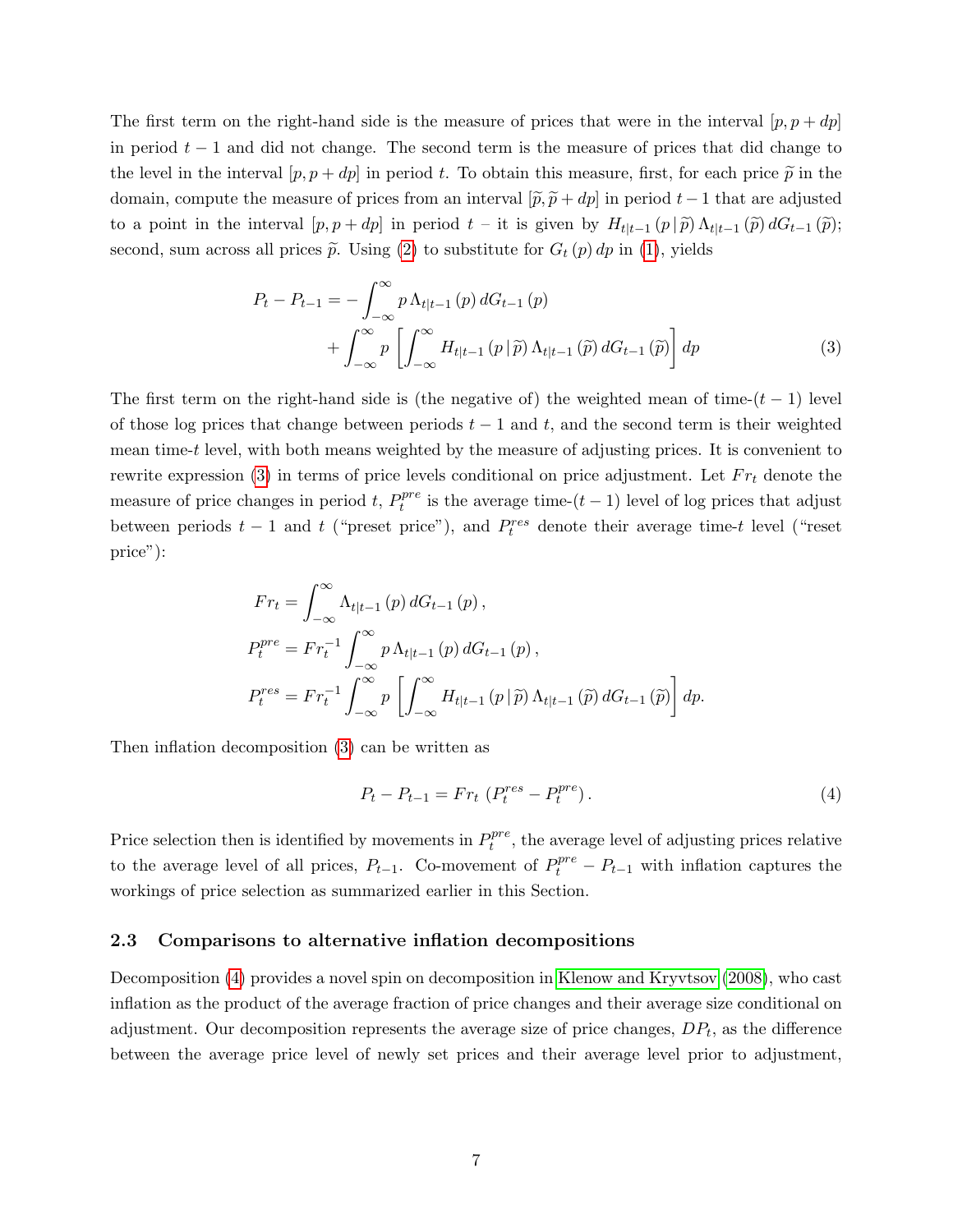The first term on the right-hand side is the measure of prices that were in the interval $[p, p+dp]$ in period $t-1$ and did not change. The second term is the measure of prices that did change to the level in the interval $[p, p+dp]$ in period $t$. To obtain this measure, first, for each price $\widetilde{p}$ in the domain, compute the measure of prices from an interval $[\widetilde{p}, \widetilde{p}+dp]$ in period $t-1$ that are adjusted to a point in the interval $[p, p+dp]$ in period $t$ – it is given by $H_{t|t-1}(p\,|\,\widetilde{p})\,\Lambda_{t|t-1}(\widetilde{p})\,dG_{t-1}(\widetilde{p})$; second, sum across all prices $\widetilde{p}$. Using (2) to substitute for $G_t(p)\,dp$ in (1), yields

$$
\begin{aligned}
P_t - P_{t-1} = & -\int_{-\infty}^{\infty} p\,\Lambda_{t|t-1}(p)\,dG_{t-1}(p) \\
& + \int_{-\infty}^{\infty} p\left[\int_{-\infty}^{\infty} H_{t|t-1}(p\,|\,\widetilde{p})\,\Lambda_{t|t-1}(\widetilde{p})\,dG_{t-1}(\widetilde{p})\right] dp
\end{aligned}
\tag{3}
$$

The first term on the right-hand side is (the negative of) the weighted mean of time-$(t-1)$ level of those log prices that change between periods $t-1$ and $t$, and the second term is their weighted mean time-$t$ level, with both means weighted by the measure of adjusting prices. It is convenient to rewrite expression (3) in terms of price levels conditional on price adjustment. Let $Fr_t$ denote the measure of price changes in period $t$, $P_t^{pre}$ is the average time-$(t-1)$ level of log prices that adjust between periods $t-1$ and $t$ ("preset price"), and $P_t^{res}$ denote their average time-$t$ level ("reset price"):

$$
\begin{aligned}
Fr_t &= \int_{-\infty}^{\infty} \Lambda_{t|t-1}(p)\,dG_{t-1}(p), \\
P_t^{pre} &= Fr_t^{-1}\int_{-\infty}^{\infty} p\,\Lambda_{t|t-1}(p)\,dG_{t-1}(p), \\
P_t^{res} &= Fr_t^{-1}\int_{-\infty}^{\infty} p\left[\int_{-\infty}^{\infty} H_{t|t-1}(p\,|\,\widetilde{p})\,\Lambda_{t|t-1}(\widetilde{p})\,dG_{t-1}(\widetilde{p})\right] dp.
\end{aligned}
$$

Then inflation decomposition (3) can be written as

$$
P_t - P_{t-1} = Fr_t\,\left(P_t^{res} - P_t^{pre}\right). \tag{4}
$$

Price selection then is identified by movements in $P_t^{pre}$, the average level of adjusting prices relative to the average level of all prices, $P_{t-1}$. Co-movement of $P_t^{pre} - P_{t-1}$ with inflation captures the workings of price selection as summarized earlier in this Section.

### 2.3 Comparisons to alternative inflation decompositions

Decomposition (4) provides a novel spin on decomposition in Klenow and Kryvtsov (2008), who cast inflation as the product of the average fraction of price changes and their average size conditional on adjustment. Our decomposition represents the average size of price changes, $DP_t$, as the difference between the average price level of newly set prices and their average level prior to adjustment,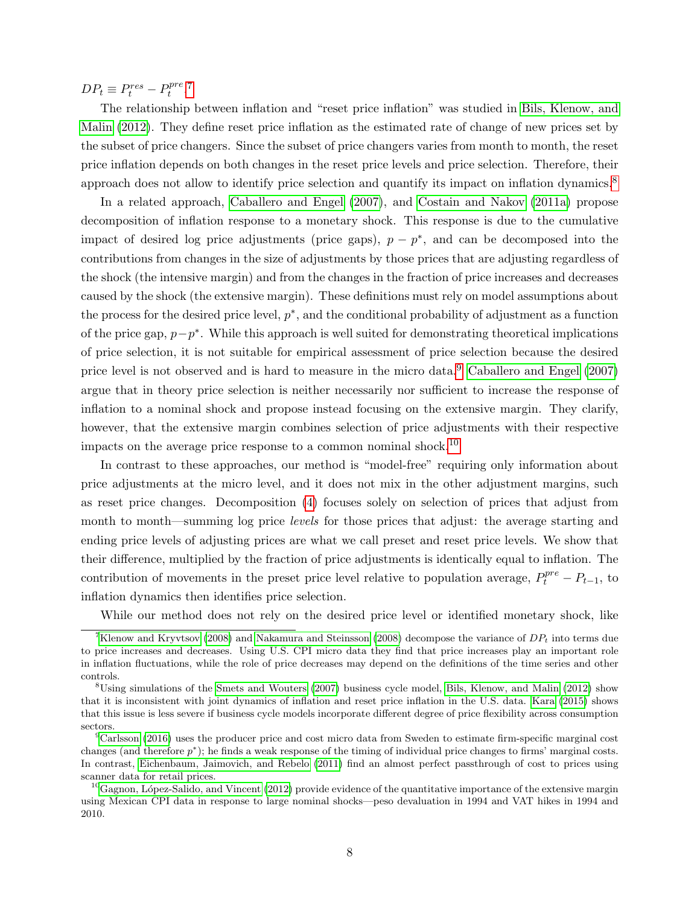$DP_t \equiv P_t^{res} - P_t^{pre}$.[7]

The relationship between inflation and "reset price inflation" was studied in Bils, Klenow, and Malin (2012). They define reset price inflation as the estimated rate of change of new prices set by the subset of price changers. Since the subset of price changers varies from month to month, the reset price inflation depends on both changes in the reset price levels and price selection. Therefore, their approach does not allow to identify price selection and quantify its impact on inflation dynamics.[8]

In a related approach, Caballero and Engel (2007), and Costain and Nakov (2011a) propose decomposition of inflation response to a monetary shock. This response is due to the cumulative impact of desired log price adjustments (price gaps), $p - p^*$, and can be decomposed into the contributions from changes in the size of adjustments by those prices that are adjusting regardless of the shock (the intensive margin) and from the changes in the fraction of price increases and decreases caused by the shock (the extensive margin). These definitions must rely on model assumptions about the process for the desired price level, $p^*$, and the conditional probability of adjustment as a function of the price gap, $p - p^*$. While this approach is well suited for demonstrating theoretical implications of price selection, it is not suitable for empirical assessment of price selection because the desired price level is not observed and is hard to measure in the micro data.[9] Caballero and Engel (2007) argue that in theory price selection is neither necessarily nor sufficient to increase the response of inflation to a nominal shock and propose instead focusing on the extensive margin. They clarify, however, that the extensive margin combines selection of price adjustments with their respective impacts on the average price response to a common nominal shock.[10]

In contrast to these approaches, our method is "model-free" requiring only information about price adjustments at the micro level, and it does not mix in the other adjustment margins, such as reset price changes. Decomposition (4) focuses solely on selection of prices that adjust from month to month—summing log price *levels* for those prices that adjust: the average starting and ending price levels of adjusting prices are what we call preset and reset price levels. We show that their difference, multiplied by the fraction of price adjustments is identically equal to inflation. The contribution of movements in the preset price level relative to population average, $P_t^{pre} - P_{t-1}$, to inflation dynamics then identifies price selection.

While our method does not rely on the desired price level or identified monetary shock, like

---

[7] Klenow and Kryvtsov (2008) and Nakamura and Steinsson (2008) decompose the variance of $DP_t$ into terms due to price increases and decreases. Using U.S. CPI micro data they find that price increases play an important role in inflation fluctuations, while the role of price decreases may depend on the definitions of the time series and other controls.

[8] Using simulations of the Smets and Wouters (2007) business cycle model, Bils, Klenow, and Malin (2012) show that it is inconsistent with joint dynamics of inflation and reset price inflation in the U.S. data. Kara (2015) shows that this issue is less severe if business cycle models incorporate different degree of price flexibility across consumption sectors.

[9] Carlsson (2016) uses the producer price and cost micro data from Sweden to estimate firm-specific marginal cost changes (and therefore $p^*$); he finds a weak response of the timing of individual price changes to firms' marginal costs. In contrast, Eichenbaum, Jaimovich, and Rebelo (2011) find an almost perfect passthrough of cost to prices using scanner data for retail prices.

[10] Gagnon, López-Salido, and Vincent (2012) provide evidence of the quantitative importance of the extensive margin using Mexican CPI data in response to large nominal shocks—peso devaluation in 1994 and VAT hikes in 1994 and 2010.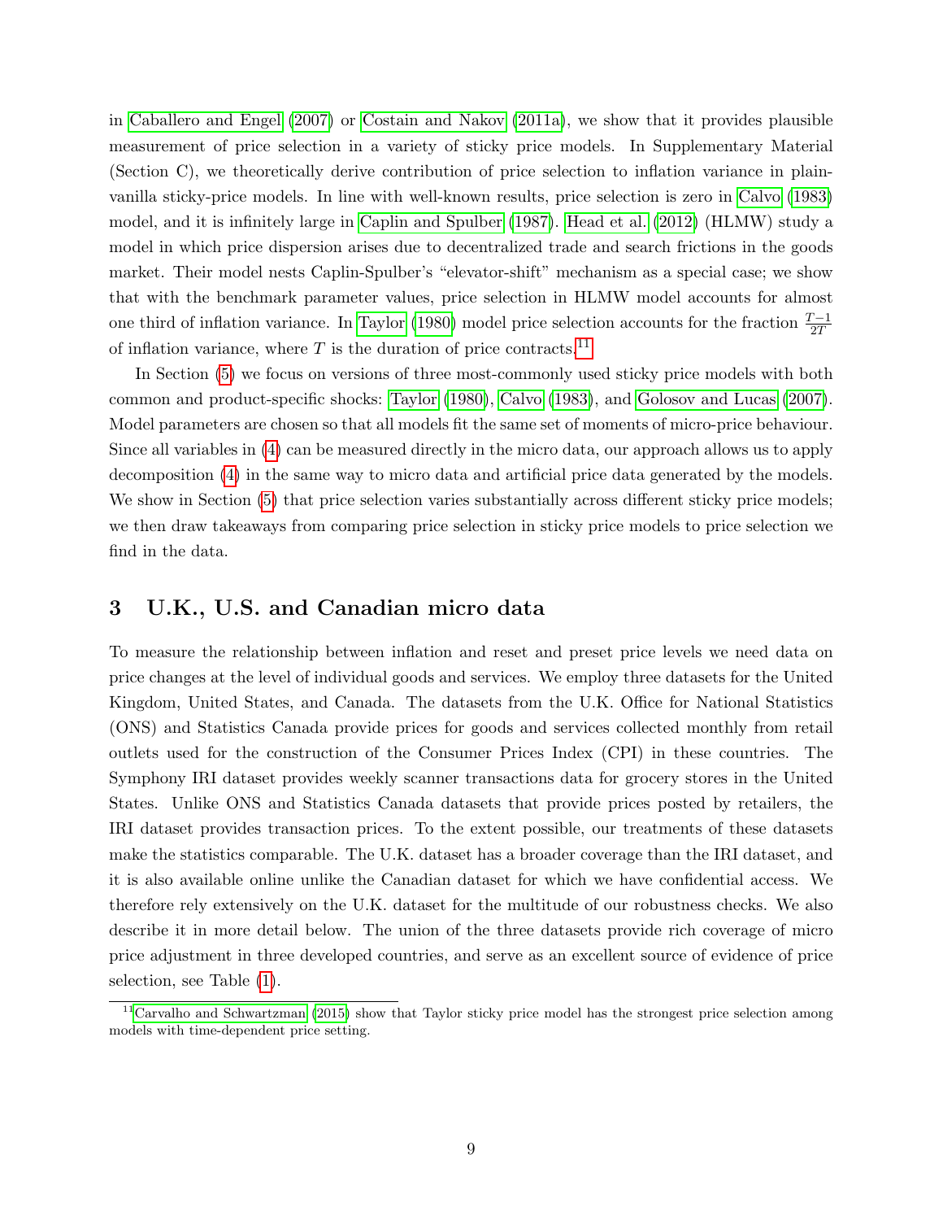in Caballero and Engel (2007) or Costain and Nakov (2011a), we show that it provides plausible measurement of price selection in a variety of sticky price models. In Supplementary Material (Section C), we theoretically derive contribution of price selection to inflation variance in plain-vanilla sticky-price models. In line with well-known results, price selection is zero in Calvo (1983) model, and it is infinitely large in Caplin and Spulber (1987). Head et al. (2012) (HLMW) study a model in which price dispersion arises due to decentralized trade and search frictions in the goods market. Their model nests Caplin-Spulber's "elevator-shift" mechanism as a special case; we show that with the benchmark parameter values, price selection in HLMW model accounts for almost one third of inflation variance. In Taylor (1980) model price selection accounts for the fraction $\frac{T-1}{2T}$ of inflation variance, where $T$ is the duration of price contracts.[11]

In Section (5) we focus on versions of three most-commonly used sticky price models with both common and product-specific shocks: Taylor (1980), Calvo (1983), and Golosov and Lucas (2007). Model parameters are chosen so that all models fit the same set of moments of micro-price behaviour. Since all variables in (4) can be measured directly in the micro data, our approach allows us to apply decomposition (4) in the same way to micro data and artificial price data generated by the models. We show in Section (5) that price selection varies substantially across different sticky price models; we then draw takeaways from comparing price selection in sticky price models to price selection we find in the data.

# 3 U.K., U.S. and Canadian micro data

To measure the relationship between inflation and reset and preset price levels we need data on price changes at the level of individual goods and services. We employ three datasets for the United Kingdom, United States, and Canada. The datasets from the U.K. Office for National Statistics (ONS) and Statistics Canada provide prices for goods and services collected monthly from retail outlets used for the construction of the Consumer Prices Index (CPI) in these countries. The Symphony IRI dataset provides weekly scanner transactions data for grocery stores in the United States. Unlike ONS and Statistics Canada datasets that provide prices posted by retailers, the IRI dataset provides transaction prices. To the extent possible, our treatments of these datasets make the statistics comparable. The U.K. dataset has a broader coverage than the IRI dataset, and it is also available online unlike the Canadian dataset for which we have confidential access. We therefore rely extensively on the U.K. dataset for the multitude of our robustness checks. We also describe it in more detail below. The union of the three datasets provide rich coverage of micro price adjustment in three developed countries, and serve as an excellent source of evidence of price selection, see Table (1).

[11] Carvalho and Schwartzman (2015) show that Taylor sticky price model has the strongest price selection among models with time-dependent price setting.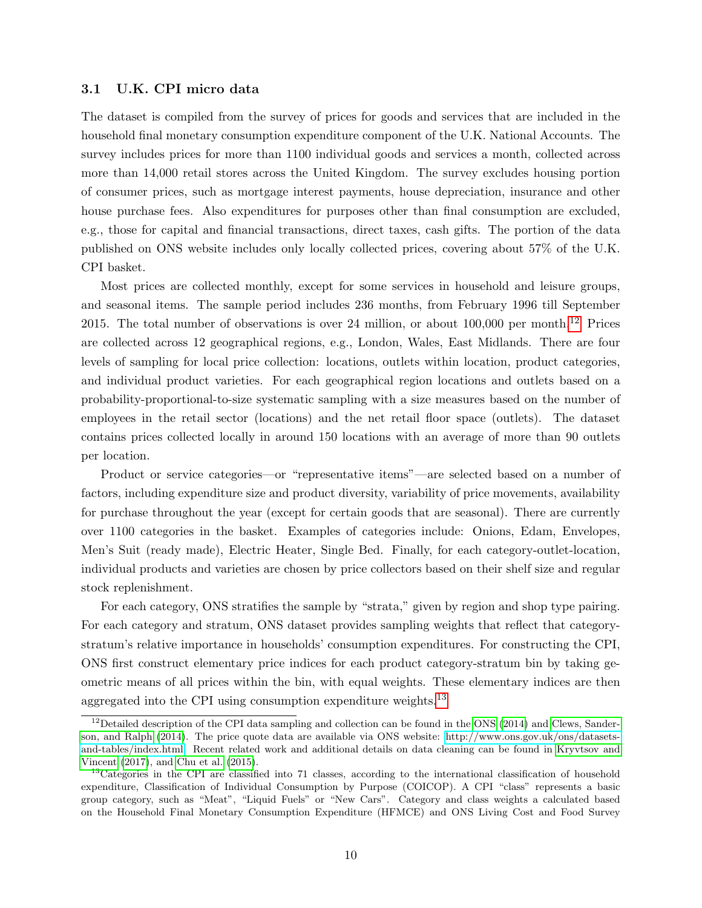### 3.1 U.K. CPI micro data

The dataset is compiled from the survey of prices for goods and services that are included in the household final monetary consumption expenditure component of the U.K. National Accounts. The survey includes prices for more than 1100 individual goods and services a month, collected across more than 14,000 retail stores across the United Kingdom. The survey excludes housing portion of consumer prices, such as mortgage interest payments, house depreciation, insurance and other house purchase fees. Also expenditures for purposes other than final consumption are excluded, e.g., those for capital and financial transactions, direct taxes, cash gifts. The portion of the data published on ONS website includes only locally collected prices, covering about 57% of the U.K. CPI basket.

Most prices are collected monthly, except for some services in household and leisure groups, and seasonal items. The sample period includes 236 months, from February 1996 till September 2015. The total number of observations is over 24 million, or about 100,000 per month.[12] Prices are collected across 12 geographical regions, e.g., London, Wales, East Midlands. There are four levels of sampling for local price collection: locations, outlets within location, product categories, and individual product varieties. For each geographical region locations and outlets based on a probability-proportional-to-size systematic sampling with a size measures based on the number of employees in the retail sector (locations) and the net retail floor space (outlets). The dataset contains prices collected locally in around 150 locations with an average of more than 90 outlets per location.

Product or service categories—or "representative items"—are selected based on a number of factors, including expenditure size and product diversity, variability of price movements, availability for purchase throughout the year (except for certain goods that are seasonal). There are currently over 1100 categories in the basket. Examples of categories include: Onions, Edam, Envelopes, Men's Suit (ready made), Electric Heater, Single Bed. Finally, for each category-outlet-location, individual products and varieties are chosen by price collectors based on their shelf size and regular stock replenishment.

For each category, ONS stratifies the sample by "strata," given by region and shop type pairing. For each category and stratum, ONS dataset provides sampling weights that reflect that category-stratum's relative importance in households' consumption expenditures. For constructing the CPI, ONS first construct elementary price indices for each product category-stratum bin by taking geometric means of all prices within the bin, with equal weights. These elementary indices are then aggregated into the CPI using consumption expenditure weights.[13]

[12] Detailed description of the CPI data sampling and collection can be found in the ONS (2014) and Clews, Sanderson, and Ralph (2014). The price quote data are available via ONS website: http://www.ons.gov.uk/ons/datasets-and-tables/index.html. Recent related work and additional details on data cleaning can be found in Kryvtsov and Vincent (2017), and Chu et al. (2015).

[13] Categories in the CPI are classified into 71 classes, according to the international classification of household expenditure, Classification of Individual Consumption by Purpose (COICOP). A CPI "class" represents a basic group category, such as "Meat", "Liquid Fuels" or "New Cars". Category and class weights a calculated based on the Household Final Monetary Consumption Expenditure (HFMCE) and ONS Living Cost and Food Survey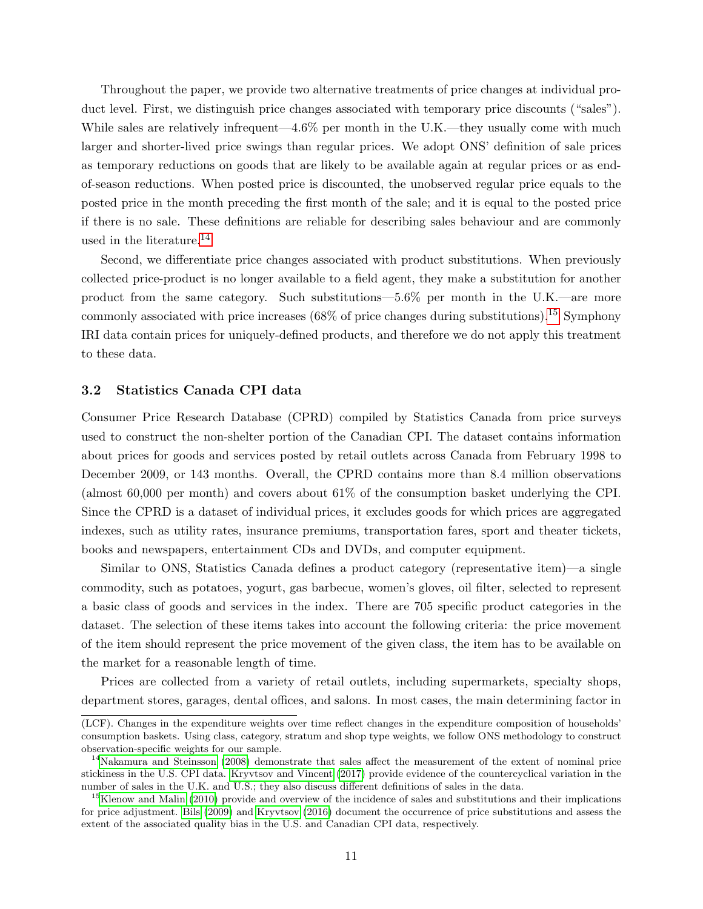Throughout the paper, we provide two alternative treatments of price changes at individual product level. First, we distinguish price changes associated with temporary price discounts ("sales"). While sales are relatively infrequent—4.6% per month in the U.K.—they usually come with much larger and shorter-lived price swings than regular prices. We adopt ONS' definition of sale prices as temporary reductions on goods that are likely to be available again at regular prices or as end-of-season reductions. When posted price is discounted, the unobserved regular price equals to the posted price in the month preceding the first month of the sale; and it is equal to the posted price if there is no sale. These definitions are reliable for describing sales behaviour and are commonly used in the literature.[14]

Second, we differentiate price changes associated with product substitutions. When previously collected price-product is no longer available to a field agent, they make a substitution for another product from the same category. Such substitutions—5.6% per month in the U.K.—are more commonly associated with price increases (68% of price changes during substitutions).[15] Symphony IRI data contain prices for uniquely-defined products, and therefore we do not apply this treatment to these data.

### 3.2 Statistics Canada CPI data

Consumer Price Research Database (CPRD) compiled by Statistics Canada from price surveys used to construct the non-shelter portion of the Canadian CPI. The dataset contains information about prices for goods and services posted by retail outlets across Canada from February 1998 to December 2009, or 143 months. Overall, the CPRD contains more than 8.4 million observations (almost 60,000 per month) and covers about 61% of the consumption basket underlying the CPI. Since the CPRD is a dataset of individual prices, it excludes goods for which prices are aggregated indexes, such as utility rates, insurance premiums, transportation fares, sport and theater tickets, books and newspapers, entertainment CDs and DVDs, and computer equipment.

Similar to ONS, Statistics Canada defines a product category (representative item)—a single commodity, such as potatoes, yogurt, gas barbecue, women's gloves, oil filter, selected to represent a basic class of goods and services in the index. There are 705 specific product categories in the dataset. The selection of these items takes into account the following criteria: the price movement of the item should represent the price movement of the given class, the item has to be available on the market for a reasonable length of time.

Prices are collected from a variety of retail outlets, including supermarkets, specialty shops, department stores, garages, dental offices, and salons. In most cases, the main determining factor in

---

(LCF). Changes in the expenditure weights over time reflect changes in the expenditure composition of households' consumption baskets. Using class, category, stratum and shop type weights, we follow ONS methodology to construct observation-specific weights for our sample.

[14] Nakamura and Steinsson (2008) demonstrate that sales affect the measurement of the extent of nominal price stickiness in the U.S. CPI data. Kryvtsov and Vincent (2017) provide evidence of the countercyclical variation in the number of sales in the U.K. and U.S.; they also discuss different definitions of sales in the data.

[15] Klenow and Malin (2010) provide and overview of the incidence of sales and substitutions and their implications for price adjustment. Bils (2009) and Kryvtsov (2016) document the occurrence of price substitutions and assess the extent of the associated quality bias in the U.S. and Canadian CPI data, respectively.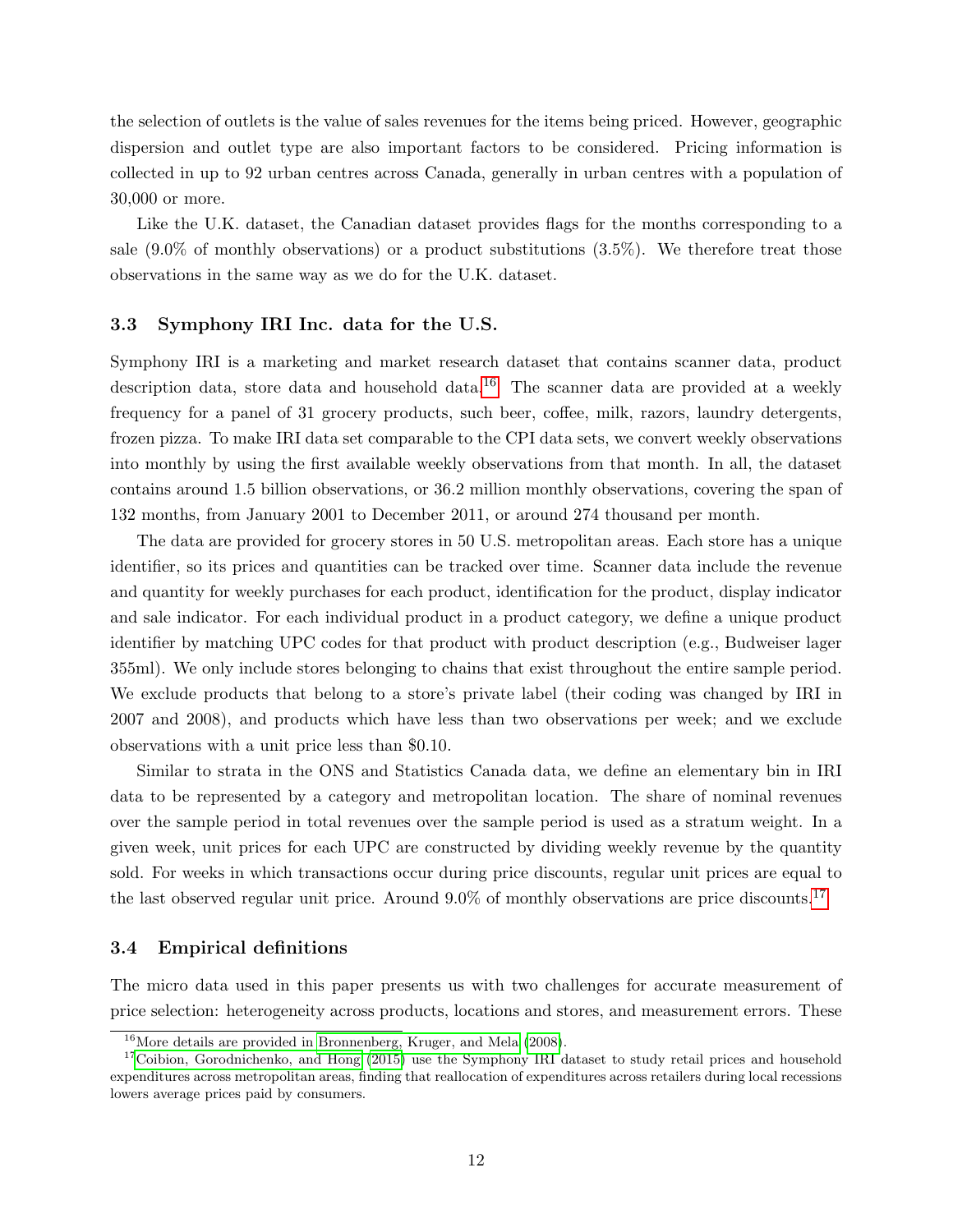the selection of outlets is the value of sales revenues for the items being priced. However, geographic dispersion and outlet type are also important factors to be considered. Pricing information is collected in up to 92 urban centres across Canada, generally in urban centres with a population of 30,000 or more.

Like the U.K. dataset, the Canadian dataset provides flags for the months corresponding to a sale (9.0% of monthly observations) or a product substitutions (3.5%). We therefore treat those observations in the same way as we do for the U.K. dataset.

### 3.3 Symphony IRI Inc. data for the U.S.

Symphony IRI is a marketing and market research dataset that contains scanner data, product description data, store data and household data.[16] The scanner data are provided at a weekly frequency for a panel of 31 grocery products, such beer, coffee, milk, razors, laundry detergents, frozen pizza. To make IRI data set comparable to the CPI data sets, we convert weekly observations into monthly by using the first available weekly observations from that month. In all, the dataset contains around 1.5 billion observations, or 36.2 million monthly observations, covering the span of 132 months, from January 2001 to December 2011, or around 274 thousand per month.

The data are provided for grocery stores in 50 U.S. metropolitan areas. Each store has a unique identifier, so its prices and quantities can be tracked over time. Scanner data include the revenue and quantity for weekly purchases for each product, identification for the product, display indicator and sale indicator. For each individual product in a product category, we define a unique product identifier by matching UPC codes for that product with product description (e.g., Budweiser lager 355ml). We only include stores belonging to chains that exist throughout the entire sample period. We exclude products that belong to a store's private label (their coding was changed by IRI in 2007 and 2008), and products which have less than two observations per week; and we exclude observations with a unit price less than $0.10.

Similar to strata in the ONS and Statistics Canada data, we define an elementary bin in IRI data to be represented by a category and metropolitan location. The share of nominal revenues over the sample period in total revenues over the sample period is used as a stratum weight. In a given week, unit prices for each UPC are constructed by dividing weekly revenue by the quantity sold. For weeks in which transactions occur during price discounts, regular unit prices are equal to the last observed regular unit price. Around 9.0% of monthly observations are price discounts.[17]

### 3.4 Empirical definitions

The micro data used in this paper presents us with two challenges for accurate measurement of price selection: heterogeneity across products, locations and stores, and measurement errors. These

[16] More details are provided in Bronnenberg, Kruger, and Mela (2008).

[17] Coibion, Gorodnichenko, and Hong (2015) use the Symphony IRI dataset to study retail prices and household expenditures across metropolitan areas, finding that reallocation of expenditures across retailers during local recessions lowers average prices paid by consumers.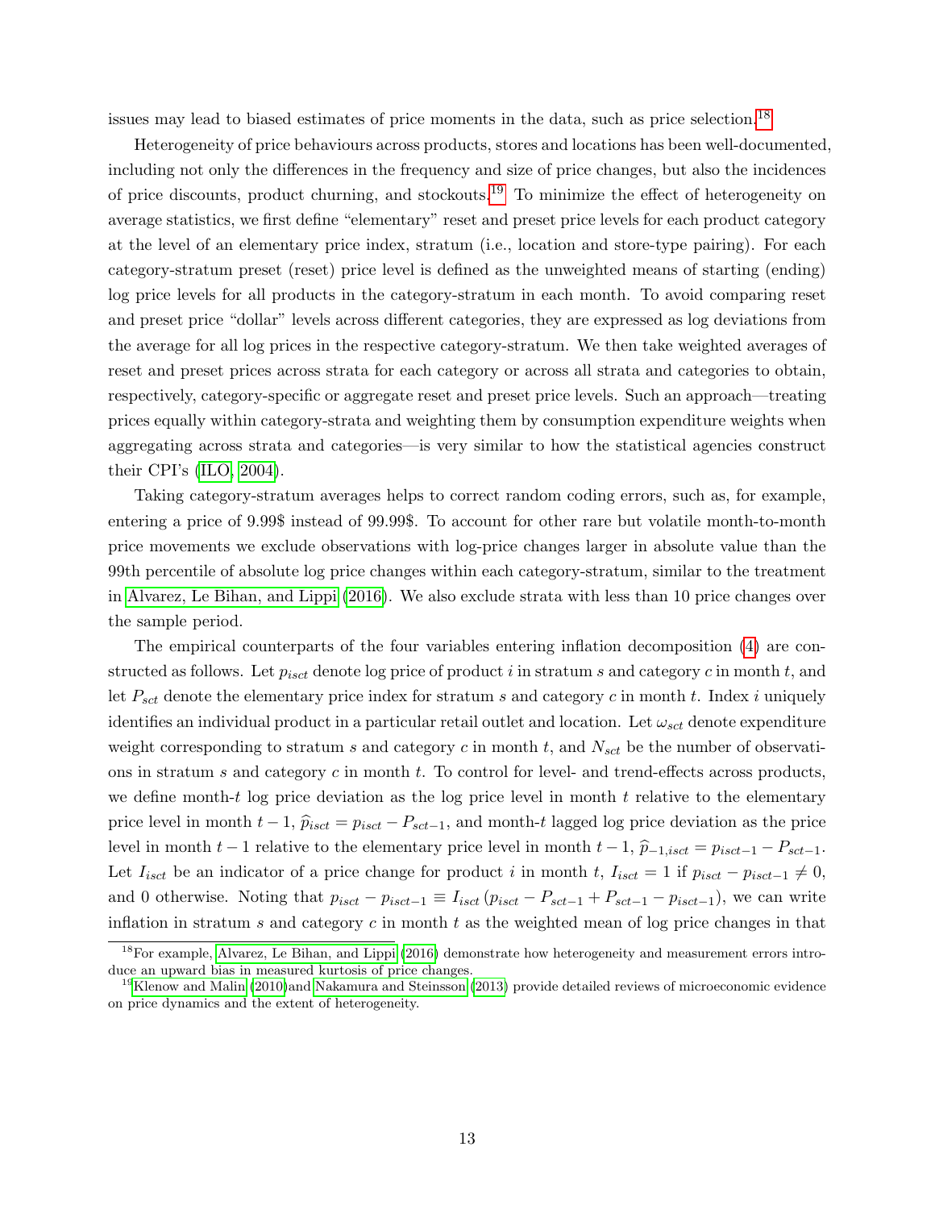issues may lead to biased estimates of price moments in the data, such as price selection.[18]

Heterogeneity of price behaviours across products, stores and locations has been well-documented, including not only the differences in the frequency and size of price changes, but also the incidences of price discounts, product churning, and stockouts.[19] To minimize the effect of heterogeneity on average statistics, we first define "elementary" reset and preset price levels for each product category at the level of an elementary price index, stratum (i.e., location and store-type pairing). For each category-stratum preset (reset) price level is defined as the unweighted means of starting (ending) log price levels for all products in the category-stratum in each month. To avoid comparing reset and preset price "dollar" levels across different categories, they are expressed as log deviations from the average for all log prices in the respective category-stratum. We then take weighted averages of reset and preset prices across strata for each category or across all strata and categories to obtain, respectively, category-specific or aggregate reset and preset price levels. Such an approach—treating prices equally within category-strata and weighting them by consumption expenditure weights when aggregating across strata and categories—is very similar to how the statistical agencies construct their CPI's (ILO, 2004).

Taking category-stratum averages helps to correct random coding errors, such as, for example, entering a price of 9.99$ instead of 99.99$. To account for other rare but volatile month-to-month price movements we exclude observations with log-price changes larger in absolute value than the 99th percentile of absolute log price changes within each category-stratum, similar to the treatment in Alvarez, Le Bihan, and Lippi (2016). We also exclude strata with less than 10 price changes over the sample period.

The empirical counterparts of the four variables entering inflation decomposition (4) are constructed as follows. Let $p_{isct}$ denote log price of product $i$ in stratum $s$ and category $c$ in month $t$, and let $P_{sct}$ denote the elementary price index for stratum $s$ and category $c$ in month $t$. Index $i$ uniquely identifies an individual product in a particular retail outlet and location. Let $\omega_{sct}$ denote expenditure weight corresponding to stratum $s$ and category $c$ in month $t$, and $N_{sct}$ be the number of observations in stratum $s$ and category $c$ in month $t$. To control for level- and trend-effects across products, we define month-$t$ log price deviation as the log price level in month $t$ relative to the elementary price level in month $t-1$, $\widehat{p}_{isct} = p_{isct} - P_{sct-1}$, and month-$t$ lagged log price deviation as the price level in month $t-1$ relative to the elementary price level in month $t-1$, $\widehat{p}_{-1,isct} = p_{isct-1} - P_{sct-1}$. Let $I_{isct}$ be an indicator of a price change for product $i$ in month $t$, $I_{isct} = 1$ if $p_{isct} - p_{isct-1} \neq 0$, and 0 otherwise. Noting that $p_{isct} - p_{isct-1} \equiv I_{isct}\left(p_{isct} - P_{sct-1} + P_{sct-1} - p_{isct-1}\right)$, we can write inflation in stratum $s$ and category $c$ in month $t$ as the weighted mean of log price changes in that

[18] For example, Alvarez, Le Bihan, and Lippi (2016) demonstrate how heterogeneity and measurement errors introduce an upward bias in measured kurtosis of price changes.

[19] Klenow and Malin (2010) and Nakamura and Steinsson (2013) provide detailed reviews of microeconomic evidence on price dynamics and the extent of heterogeneity.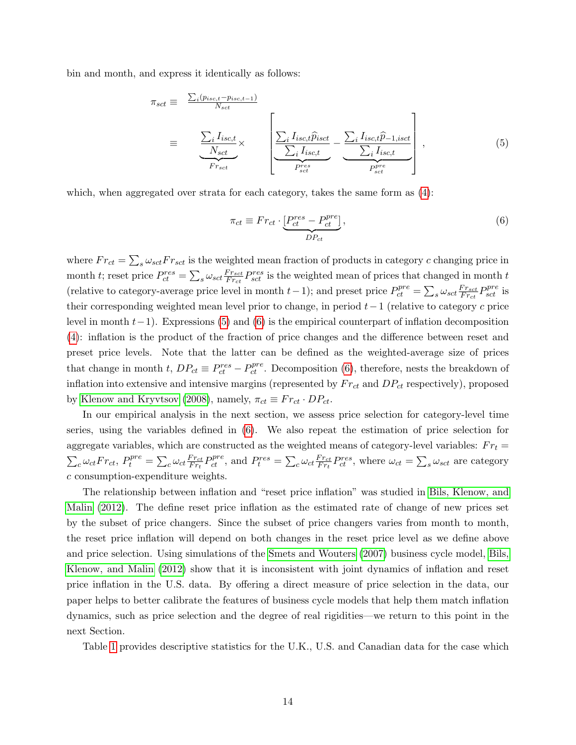bin and month, and express it identically as follows:

$$
\begin{aligned}
\pi_{sct} &\equiv \frac{\sum_i (p_{isc,t} - p_{isc,t-1})}{N_{sct}} \\
&\equiv \underbrace{\frac{\sum_i I_{isc,t}}{N_{sct}}}_{Fr_{sct}} \times \left[ \underbrace{\frac{\sum_i I_{isc,t}\widehat{p}_{isct}}{\sum_i I_{isc,t}}}_{P^{res}_{sct}} - \underbrace{\frac{\sum_i I_{isc,t}\widehat{p}_{-1,isct}}{\sum_i I_{isc,t}}}_{P^{pre}_{sct}} \right],
\end{aligned} \tag{5}
$$

which, when aggregated over strata for each category, takes the same form as (4):

$$
\pi_{ct} \equiv Fr_{ct} \cdot \underbrace{[P^{res}_{ct} - P^{pre}_{ct}]}_{DP_{ct}}, \tag{6}
$$

where $Fr_{ct} = \sum_s \omega_{sct} Fr_{sct}$ is the weighted mean fraction of products in category $c$ changing price in month $t$; reset price $P^{res}_{ct} = \sum_s \omega_{sct} \frac{Fr_{sct}}{Fr_{ct}} P^{res}_{sct}$ is the weighted mean of prices that changed in month $t$ (relative to category-average price level in month $t-1$); and preset price $P^{pre}_{ct} = \sum_s \omega_{sct} \frac{Fr_{sct}}{Fr_{ct}} P^{pre}_{sct}$ is their corresponding weighted mean level prior to change, in period $t-1$ (relative to category $c$ price level in month $t-1$). Expressions (5) and (6) is the empirical counterpart of inflation decomposition (4): inflation is the product of the fraction of price changes and the difference between reset and preset price levels. Note that the latter can be defined as the weighted-average size of prices that change in month $t$, $DP_{ct} \equiv P^{res}_{ct} - P^{pre}_{ct}$. Decomposition (6), therefore, nests the breakdown of inflation into extensive and intensive margins (represented by $Fr_{ct}$ and $DP_{ct}$ respectively), proposed by Klenow and Kryvtsov (2008), namely, $\pi_{ct} \equiv Fr_{ct} \cdot DP_{ct}$.

In our empirical analysis in the next section, we assess price selection for category-level time series, using the variables defined in (6). We also repeat the estimation of price selection for aggregate variables, which are constructed as the weighted means of category-level variables: $Fr_t = \sum_c \omega_{ct} Fr_{ct}$, $P^{pre}_t = \sum_c \omega_{ct} \frac{Fr_{ct}}{Fr_t} P^{pre}_{ct}$, and $P^{res}_t = \sum_c \omega_{ct} \frac{Fr_{ct}}{Fr_t} P^{res}_{ct}$, where $\omega_{ct} = \sum_s \omega_{sct}$ are category $c$ consumption-expenditure weights.

The relationship between inflation and "reset price inflation" was studied in Bils, Klenow, and Malin (2012). The define reset price inflation as the estimated rate of change of new prices set by the subset of price changers. Since the subset of price changers varies from month to month, the reset price inflation will depend on both changes in the reset price level as we define above and price selection. Using simulations of the Smets and Wouters (2007) business cycle model, Bils, Klenow, and Malin (2012) show that it is inconsistent with joint dynamics of inflation and reset price inflation in the U.S. data. By offering a direct measure of price selection in the data, our paper helps to better calibrate the features of business cycle models that help them match inflation dynamics, such as price selection and the degree of real rigidities—we return to this point in the next Section.

Table 1 provides descriptive statistics for the U.K., U.S. and Canadian data for the case which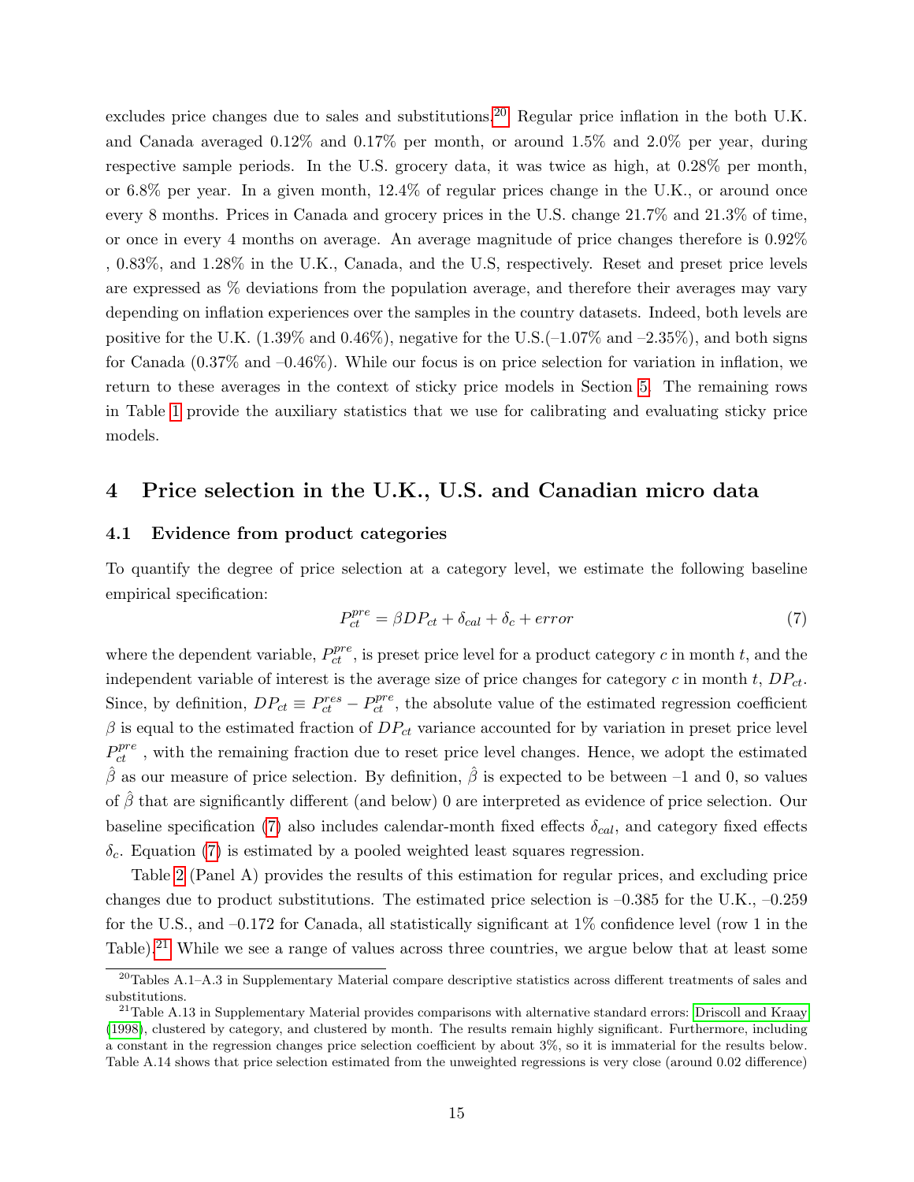excludes price changes due to sales and substitutions.[20] Regular price inflation in the both U.K. and Canada averaged 0.12% and 0.17% per month, or around 1.5% and 2.0% per year, during respective sample periods. In the U.S. grocery data, it was twice as high, at 0.28% per month, or 6.8% per year. In a given month, 12.4% of regular prices change in the U.K., or around once every 8 months. Prices in Canada and grocery prices in the U.S. change 21.7% and 21.3% of time, or once in every 4 months on average. An average magnitude of price changes therefore is 0.92% , 0.83%, and 1.28% in the U.K., Canada, and the U.S, respectively. Reset and preset price levels are expressed as % deviations from the population average, and therefore their averages may vary depending on inflation experiences over the samples in the country datasets. Indeed, both levels are positive for the U.K. (1.39% and 0.46%), negative for the U.S.(–1.07% and –2.35%), and both signs for Canada (0.37% and –0.46%). While our focus is on price selection for variation in inflation, we return to these averages in the context of sticky price models in Section 5. The remaining rows in Table 1 provide the auxiliary statistics that we use for calibrating and evaluating sticky price models.

# 4 Price selection in the U.K., U.S. and Canadian micro data

## 4.1 Evidence from product categories

To quantify the degree of price selection at a category level, we estimate the following baseline empirical specification:

$$P_{ct}^{pre} = \beta DP_{ct} + \delta_{cal} + \delta_c + error \tag{7}$$

where the dependent variable, $P_{ct}^{pre}$, is preset price level for a product category $c$ in month $t$, and the independent variable of interest is the average size of price changes for category $c$ in month $t$, $DP_{ct}$. Since, by definition, $DP_{ct} \equiv P_{ct}^{res} - P_{ct}^{pre}$, the absolute value of the estimated regression coefficient $\beta$ is equal to the estimated fraction of $DP_{ct}$ variance accounted for by variation in preset price level $P_{ct}^{pre}$ , with the remaining fraction due to reset price level changes. Hence, we adopt the estimated $\hat{\beta}$ as our measure of price selection. By definition, $\hat{\beta}$ is expected to be between –1 and 0, so values of $\hat{\beta}$ that are significantly different (and below) 0 are interpreted as evidence of price selection. Our baseline specification (7) also includes calendar-month fixed effects $\delta_{cal}$, and category fixed effects $\delta_c$. Equation (7) is estimated by a pooled weighted least squares regression.

Table 2 (Panel A) provides the results of this estimation for regular prices, and excluding price changes due to product substitutions. The estimated price selection is –0.385 for the U.K., –0.259 for the U.S., and –0.172 for Canada, all statistically significant at 1% confidence level (row 1 in the Table).[21] While we see a range of values across three countries, we argue below that at least some

[20] Tables A.1–A.3 in Supplementary Material compare descriptive statistics across different treatments of sales and substitutions.

[21] Table A.13 in Supplementary Material provides comparisons with alternative standard errors: Driscoll and Kraay (1998), clustered by category, and clustered by month. The results remain highly significant. Furthermore, including a constant in the regression changes price selection coefficient by about 3%, so it is immaterial for the results below. Table A.14 shows that price selection estimated from the unweighted regressions is very close (around 0.02 difference)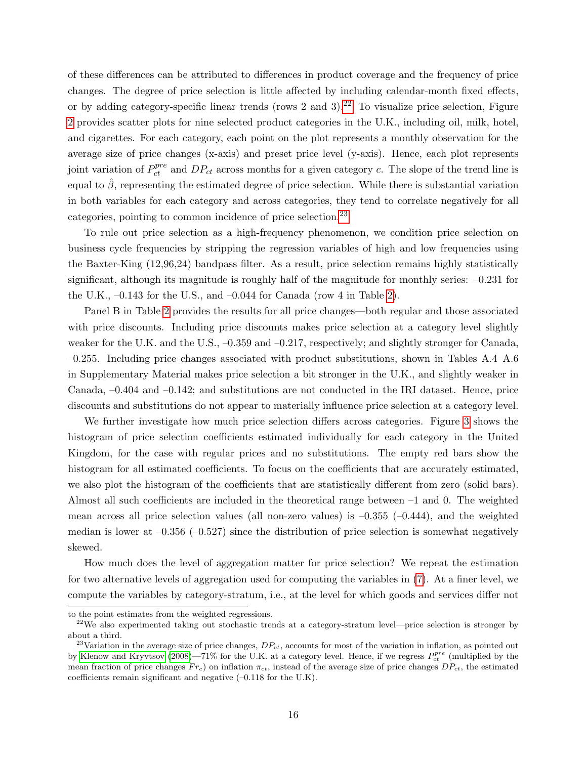of these differences can be attributed to differences in product coverage and the frequency of price changes. The degree of price selection is little affected by including calendar-month fixed effects, or by adding category-specific linear trends (rows 2 and 3).[22] To visualize price selection, Figure 2 provides scatter plots for nine selected product categories in the U.K., including oil, milk, hotel, and cigarettes. For each category, each point on the plot represents a monthly observation for the average size of price changes (x-axis) and preset price level (y-axis). Hence, each plot represents joint variation of $P_{ct}^{pre}$ and $DP_{ct}$ across months for a given category $c$. The slope of the trend line is equal to $\hat{\beta}$, representing the estimated degree of price selection. While there is substantial variation in both variables for each category and across categories, they tend to correlate negatively for all categories, pointing to common incidence of price selection.[23]

To rule out price selection as a high-frequency phenomenon, we condition price selection on business cycle frequencies by stripping the regression variables of high and low frequencies using the Baxter-King (12,96,24) bandpass filter. As a result, price selection remains highly statistically significant, although its magnitude is roughly half of the magnitude for monthly series: –0.231 for the U.K., –0.143 for the U.S., and –0.044 for Canada (row 4 in Table 2).

Panel B in Table 2 provides the results for all price changes—both regular and those associated with price discounts. Including price discounts makes price selection at a category level slightly weaker for the U.K. and the U.S., –0.359 and –0.217, respectively; and slightly stronger for Canada, –0.255. Including price changes associated with product substitutions, shown in Tables A.4–A.6 in Supplementary Material makes price selection a bit stronger in the U.K., and slightly weaker in Canada, –0.404 and –0.142; and substitutions are not conducted in the IRI dataset. Hence, price discounts and substitutions do not appear to materially influence price selection at a category level.

We further investigate how much price selection differs across categories. Figure 3 shows the histogram of price selection coefficients estimated individually for each category in the United Kingdom, for the case with regular prices and no substitutions. The empty red bars show the histogram for all estimated coefficients. To focus on the coefficients that are accurately estimated, we also plot the histogram of the coefficients that are statistically different from zero (solid bars). Almost all such coefficients are included in the theoretical range between –1 and 0. The weighted mean across all price selection values (all non-zero values) is –0.355 (–0.444), and the weighted median is lower at –0.356 (–0.527) since the distribution of price selection is somewhat negatively skewed.

How much does the level of aggregation matter for price selection? We repeat the estimation for two alternative levels of aggregation used for computing the variables in (7). At a finer level, we compute the variables by category-stratum, i.e., at the level for which goods and services differ not

---

to the point estimates from the weighted regressions.

[22] We also experimented taking out stochastic trends at a category-stratum level—price selection is stronger by about a third.

[23] Variation in the average size of price changes, $DP_{ct}$, accounts for most of the variation in inflation, as pointed out by Klenow and Kryvtsov (2008)—71% for the U.K. at a category level. Hence, if we regress $P_{ct}^{pre}$ (multiplied by the mean fraction of price changes $Fr_c$) on inflation $\pi_{ct}$, instead of the average size of price changes $DP_{ct}$, the estimated coefficients remain significant and negative (–0.118 for the U.K).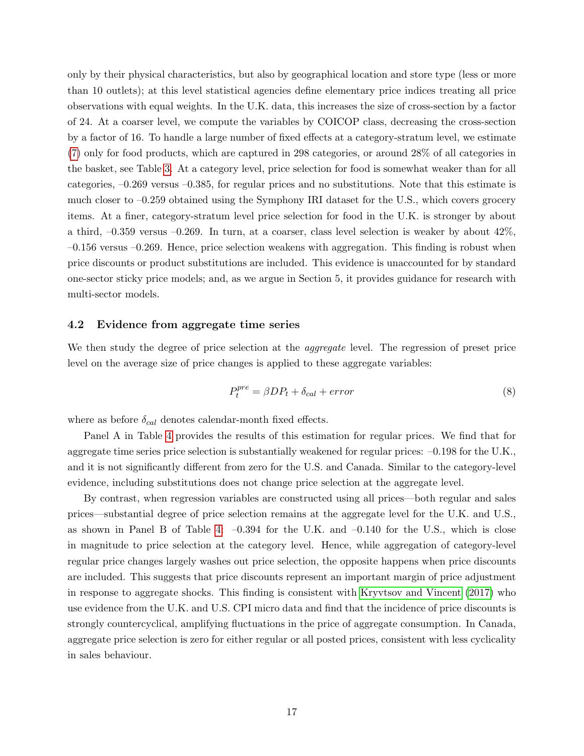only by their physical characteristics, but also by geographical location and store type (less or more than 10 outlets); at this level statistical agencies define elementary price indices treating all price observations with equal weights. In the U.K. data, this increases the size of cross-section by a factor of 24. At a coarser level, we compute the variables by COICOP class, decreasing the cross-section by a factor of 16. To handle a large number of fixed effects at a category-stratum level, we estimate (7) only for food products, which are captured in 298 categories, or around 28% of all categories in the basket, see Table 3. At a category level, price selection for food is somewhat weaker than for all categories, –0.269 versus –0.385, for regular prices and no substitutions. Note that this estimate is much closer to –0.259 obtained using the Symphony IRI dataset for the U.S., which covers grocery items. At a finer, category-stratum level price selection for food in the U.K. is stronger by about a third, –0.359 versus –0.269. In turn, at a coarser, class level selection is weaker by about 42%, –0.156 versus –0.269. Hence, price selection weakens with aggregation. This finding is robust when price discounts or product substitutions are included. This evidence is unaccounted for by standard one-sector sticky price models; and, as we argue in Section 5, it provides guidance for research with multi-sector models.

## 4.2 Evidence from aggregate time series

We then study the degree of price selection at the *aggregate* level. The regression of preset price level on the average size of price changes is applied to these aggregate variables:

$$P_t^{pre} = \beta DP_t + \delta_{cal} + error \tag{8}$$

where as before $\delta_{cal}$ denotes calendar-month fixed effects.

Panel A in Table 4 provides the results of this estimation for regular prices. We find that for aggregate time series price selection is substantially weakened for regular prices: –0.198 for the U.K., and it is not significantly different from zero for the U.S. and Canada. Similar to the category-level evidence, including substitutions does not change price selection at the aggregate level.

By contrast, when regression variables are constructed using all prices—both regular and sales prices—substantial degree of price selection remains at the aggregate level for the U.K. and U.S., as shown in Panel B of Table 4: –0.394 for the U.K. and –0.140 for the U.S., which is close in magnitude to price selection at the category level. Hence, while aggregation of category-level regular price changes largely washes out price selection, the opposite happens when price discounts are included. This suggests that price discounts represent an important margin of price adjustment in response to aggregate shocks. This finding is consistent with Kryvtsov and Vincent (2017) who use evidence from the U.K. and U.S. CPI micro data and find that the incidence of price discounts is strongly countercyclical, amplifying fluctuations in the price of aggregate consumption. In Canada, aggregate price selection is zero for either regular or all posted prices, consistent with less cyclicality in sales behaviour.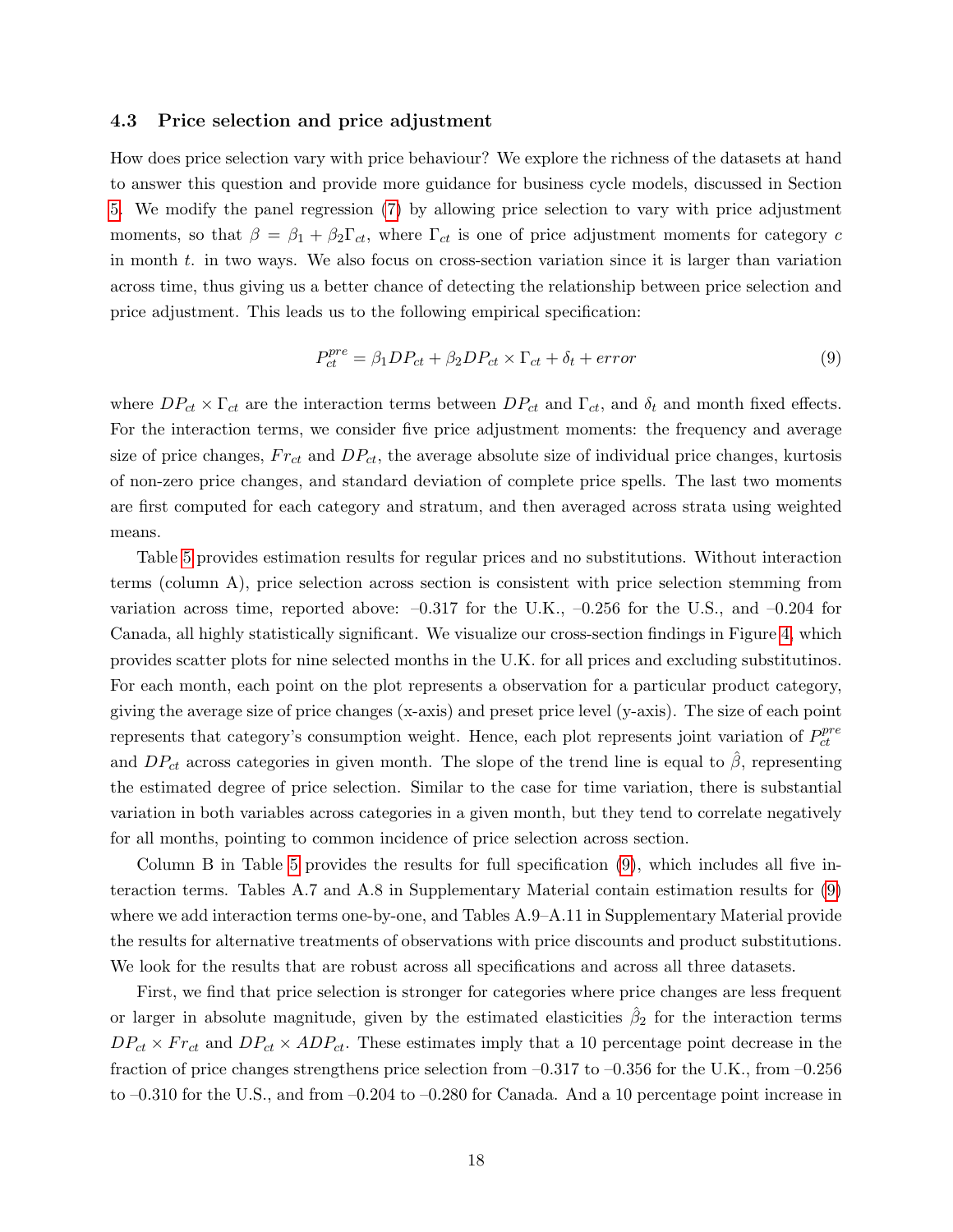### 4.3 Price selection and price adjustment

How does price selection vary with price behaviour? We explore the richness of the datasets at hand to answer this question and provide more guidance for business cycle models, discussed in Section 5. We modify the panel regression (7) by allowing price selection to vary with price adjustment moments, so that $\beta = \beta_1 + \beta_2 \Gamma_{ct}$, where $\Gamma_{ct}$ is one of price adjustment moments for category $c$ in month $t$. in two ways. We also focus on cross-section variation since it is larger than variation across time, thus giving us a better chance of detecting the relationship between price selection and price adjustment. This leads us to the following empirical specification:

$$P_{ct}^{pre} = \beta_1 DP_{ct} + \beta_2 DP_{ct} \times \Gamma_{ct} + \delta_t + error \tag{9}$$

where $DP_{ct} \times \Gamma_{ct}$ are the interaction terms between $DP_{ct}$ and $\Gamma_{ct}$, and $\delta_t$ and month fixed effects. For the interaction terms, we consider five price adjustment moments: the frequency and average size of price changes, $Fr_{ct}$ and $DP_{ct}$, the average absolute size of individual price changes, kurtosis of non-zero price changes, and standard deviation of complete price spells. The last two moments are first computed for each category and stratum, and then averaged across strata using weighted means.

Table 5 provides estimation results for regular prices and no substitutions. Without interaction terms (column A), price selection across section is consistent with price selection stemming from variation across time, reported above: –0.317 for the U.K., –0.256 for the U.S., and –0.204 for Canada, all highly statistically significant. We visualize our cross-section findings in Figure 4, which provides scatter plots for nine selected months in the U.K. for all prices and excluding substitutinos. For each month, each point on the plot represents a observation for a particular product category, giving the average size of price changes (x-axis) and preset price level (y-axis). The size of each point represents that category's consumption weight. Hence, each plot represents joint variation of $P_{ct}^{pre}$ and $DP_{ct}$ across categories in given month. The slope of the trend line is equal to $\hat{\beta}$, representing the estimated degree of price selection. Similar to the case for time variation, there is substantial variation in both variables across categories in a given month, but they tend to correlate negatively for all months, pointing to common incidence of price selection across section.

Column B in Table 5 provides the results for full specification (9), which includes all five interaction terms. Tables A.7 and A.8 in Supplementary Material contain estimation results for (9) where we add interaction terms one-by-one, and Tables A.9–A.11 in Supplementary Material provide the results for alternative treatments of observations with price discounts and product substitutions. We look for the results that are robust across all specifications and across all three datasets.

First, we find that price selection is stronger for categories where price changes are less frequent or larger in absolute magnitude, given by the estimated elasticities $\hat{\beta}_2$ for the interaction terms $DP_{ct} \times Fr_{ct}$ and $DP_{ct} \times ADP_{ct}$. These estimates imply that a 10 percentage point decrease in the fraction of price changes strengthens price selection from –0.317 to –0.356 for the U.K., from –0.256 to –0.310 for the U.S., and from –0.204 to –0.280 for Canada. And a 10 percentage point increase in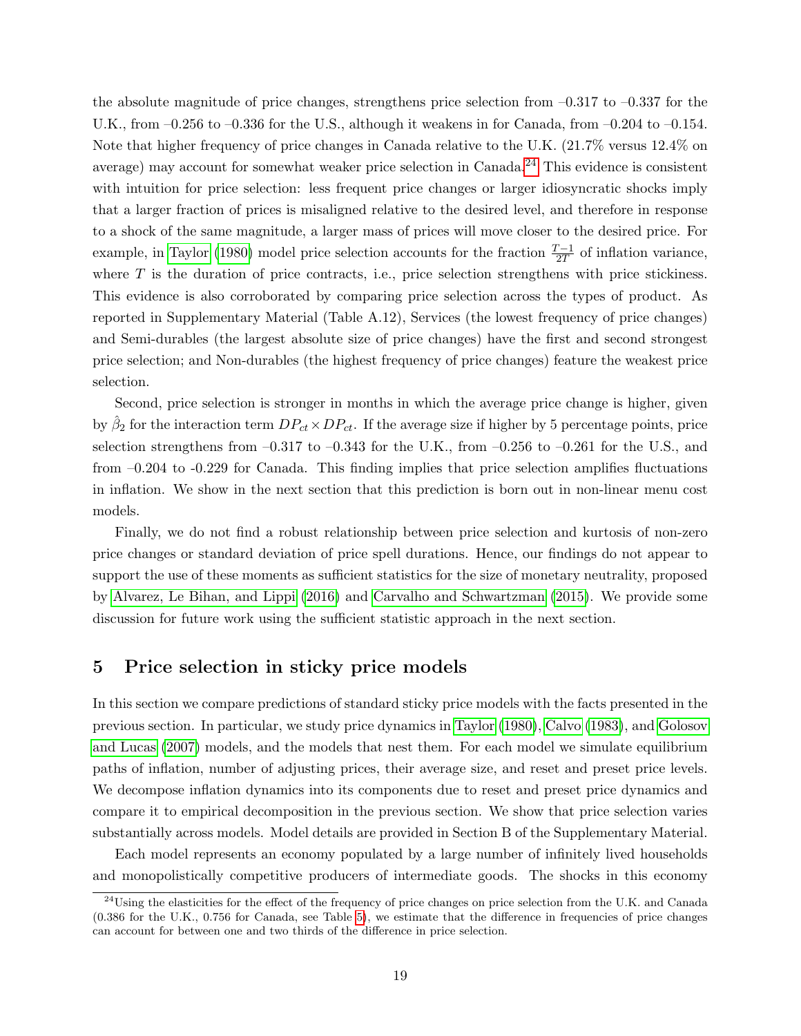the absolute magnitude of price changes, strengthens price selection from –0.317 to –0.337 for the U.K., from –0.256 to –0.336 for the U.S., although it weakens in for Canada, from –0.204 to –0.154. Note that higher frequency of price changes in Canada relative to the U.K. (21.7% versus 12.4% on average) may account for somewhat weaker price selection in Canada.[24] This evidence is consistent with intuition for price selection: less frequent price changes or larger idiosyncratic shocks imply that a larger fraction of prices is misaligned relative to the desired level, and therefore in response to a shock of the same magnitude, a larger mass of prices will move closer to the desired price. For example, in Taylor (1980) model price selection accounts for the fraction $\frac{T-1}{2T}$ of inflation variance, where $T$ is the duration of price contracts, i.e., price selection strengthens with price stickiness. This evidence is also corroborated by comparing price selection across the types of product. As reported in Supplementary Material (Table A.12), Services (the lowest frequency of price changes) and Semi-durables (the largest absolute size of price changes) have the first and second strongest price selection; and Non-durables (the highest frequency of price changes) feature the weakest price selection.

Second, price selection is stronger in months in which the average price change is higher, given by $\hat{\beta}_2$ for the interaction term $DP_{ct} \times DP_{ct}$. If the average size if higher by 5 percentage points, price selection strengthens from –0.317 to –0.343 for the U.K., from –0.256 to –0.261 for the U.S., and from –0.204 to -0.229 for Canada. This finding implies that price selection amplifies fluctuations in inflation. We show in the next section that this prediction is born out in non-linear menu cost models.

Finally, we do not find a robust relationship between price selection and kurtosis of non-zero price changes or standard deviation of price spell durations. Hence, our findings do not appear to support the use of these moments as sufficient statistics for the size of monetary neutrality, proposed by Alvarez, Le Bihan, and Lippi (2016) and Carvalho and Schwartzman (2015). We provide some discussion for future work using the sufficient statistic approach in the next section.

# 5 Price selection in sticky price models

In this section we compare predictions of standard sticky price models with the facts presented in the previous section. In particular, we study price dynamics in Taylor (1980), Calvo (1983), and Golosov and Lucas (2007) models, and the models that nest them. For each model we simulate equilibrium paths of inflation, number of adjusting prices, their average size, and reset and preset price levels. We decompose inflation dynamics into its components due to reset and preset price dynamics and compare it to empirical decomposition in the previous section. We show that price selection varies substantially across models. Model details are provided in Section B of the Supplementary Material.

Each model represents an economy populated by a large number of infinitely lived households and monopolistically competitive producers of intermediate goods. The shocks in this economy

[24] Using the elasticities for the effect of the frequency of price changes on price selection from the U.K. and Canada (0.386 for the U.K., 0.756 for Canada, see Table 5), we estimate that the difference in frequencies of price changes can account for between one and two thirds of the difference in price selection.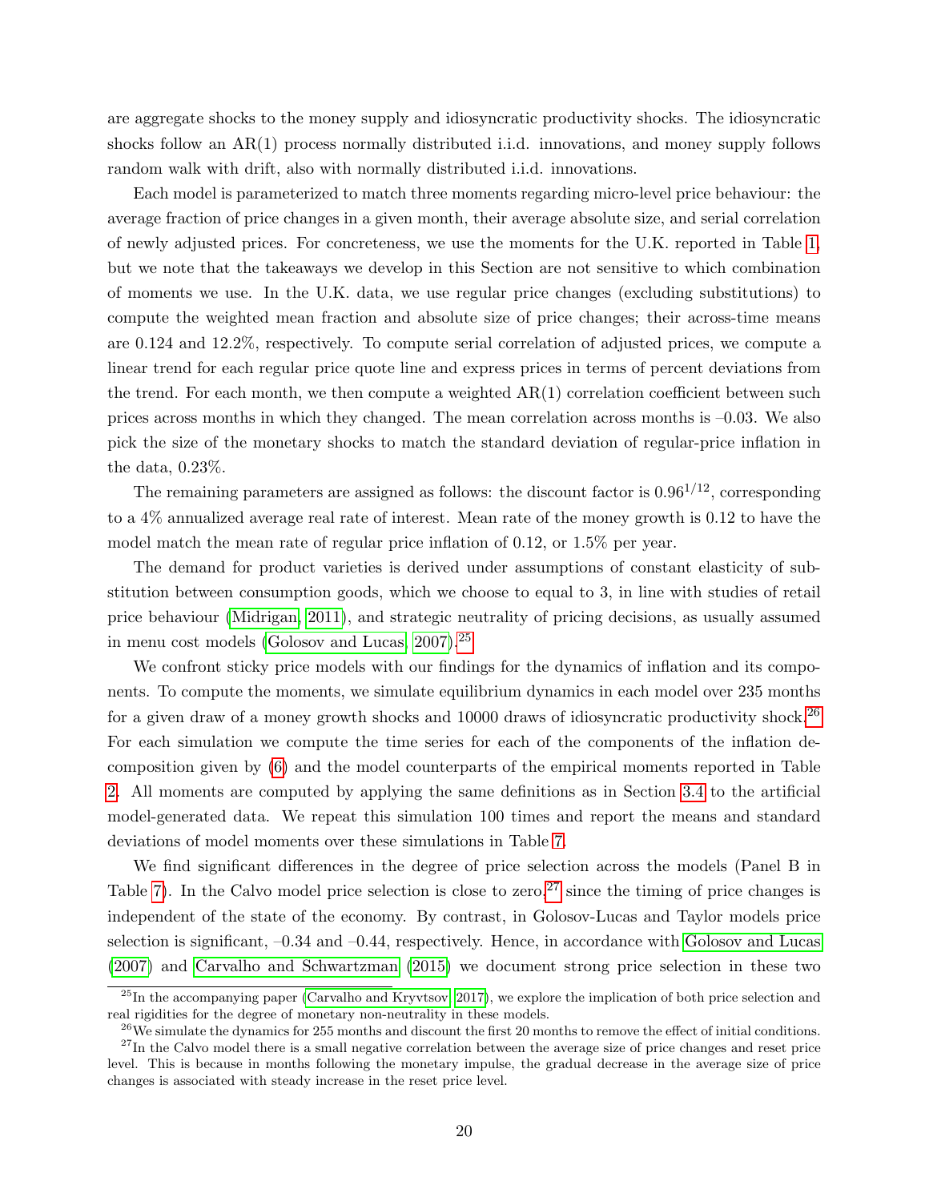are aggregate shocks to the money supply and idiosyncratic productivity shocks. The idiosyncratic shocks follow an AR(1) process normally distributed i.i.d. innovations, and money supply follows random walk with drift, also with normally distributed i.i.d. innovations.

Each model is parameterized to match three moments regarding micro-level price behaviour: the average fraction of price changes in a given month, their average absolute size, and serial correlation of newly adjusted prices. For concreteness, we use the moments for the U.K. reported in Table 1, but we note that the takeaways we develop in this Section are not sensitive to which combination of moments we use. In the U.K. data, we use regular price changes (excluding substitutions) to compute the weighted mean fraction and absolute size of price changes; their across-time means are 0.124 and 12.2%, respectively. To compute serial correlation of adjusted prices, we compute a linear trend for each regular price quote line and express prices in terms of percent deviations from the trend. For each month, we then compute a weighted AR(1) correlation coefficient between such prices across months in which they changed. The mean correlation across months is –0.03. We also pick the size of the monetary shocks to match the standard deviation of regular-price inflation in the data, 0.23%.

The remaining parameters are assigned as follows: the discount factor is $0.96^{1/12}$, corresponding to a 4% annualized average real rate of interest. Mean rate of the money growth is 0.12 to have the model match the mean rate of regular price inflation of 0.12, or 1.5% per year.

The demand for product varieties is derived under assumptions of constant elasticity of substitution between consumption goods, which we choose to equal to 3, in line with studies of retail price behaviour (Midrigan, 2011), and strategic neutrality of pricing decisions, as usually assumed in menu cost models (Golosov and Lucas, 2007).[25]

We confront sticky price models with our findings for the dynamics of inflation and its components. To compute the moments, we simulate equilibrium dynamics in each model over 235 months for a given draw of a money growth shocks and 10000 draws of idiosyncratic productivity shock.[26] For each simulation we compute the time series for each of the components of the inflation decomposition given by (6) and the model counterparts of the empirical moments reported in Table 2. All moments are computed by applying the same definitions as in Section 3.4 to the artificial model-generated data. We repeat this simulation 100 times and report the means and standard deviations of model moments over these simulations in Table 7.

We find significant differences in the degree of price selection across the models (Panel B in Table 7). In the Calvo model price selection is close to zero,[27] since the timing of price changes is independent of the state of the economy. By contrast, in Golosov-Lucas and Taylor models price selection is significant, –0.34 and –0.44, respectively. Hence, in accordance with Golosov and Lucas (2007) and Carvalho and Schwartzman (2015) we document strong price selection in these two

[25] In the accompanying paper (Carvalho and Kryvtsov, 2017), we explore the implication of both price selection and real rigidities for the degree of monetary non-neutrality in these models.

[26] We simulate the dynamics for 255 months and discount the first 20 months to remove the effect of initial conditions.

[27] In the Calvo model there is a small negative correlation between the average size of price changes and reset price level. This is because in months following the monetary impulse, the gradual decrease in the average size of price changes is associated with steady increase in the reset price level.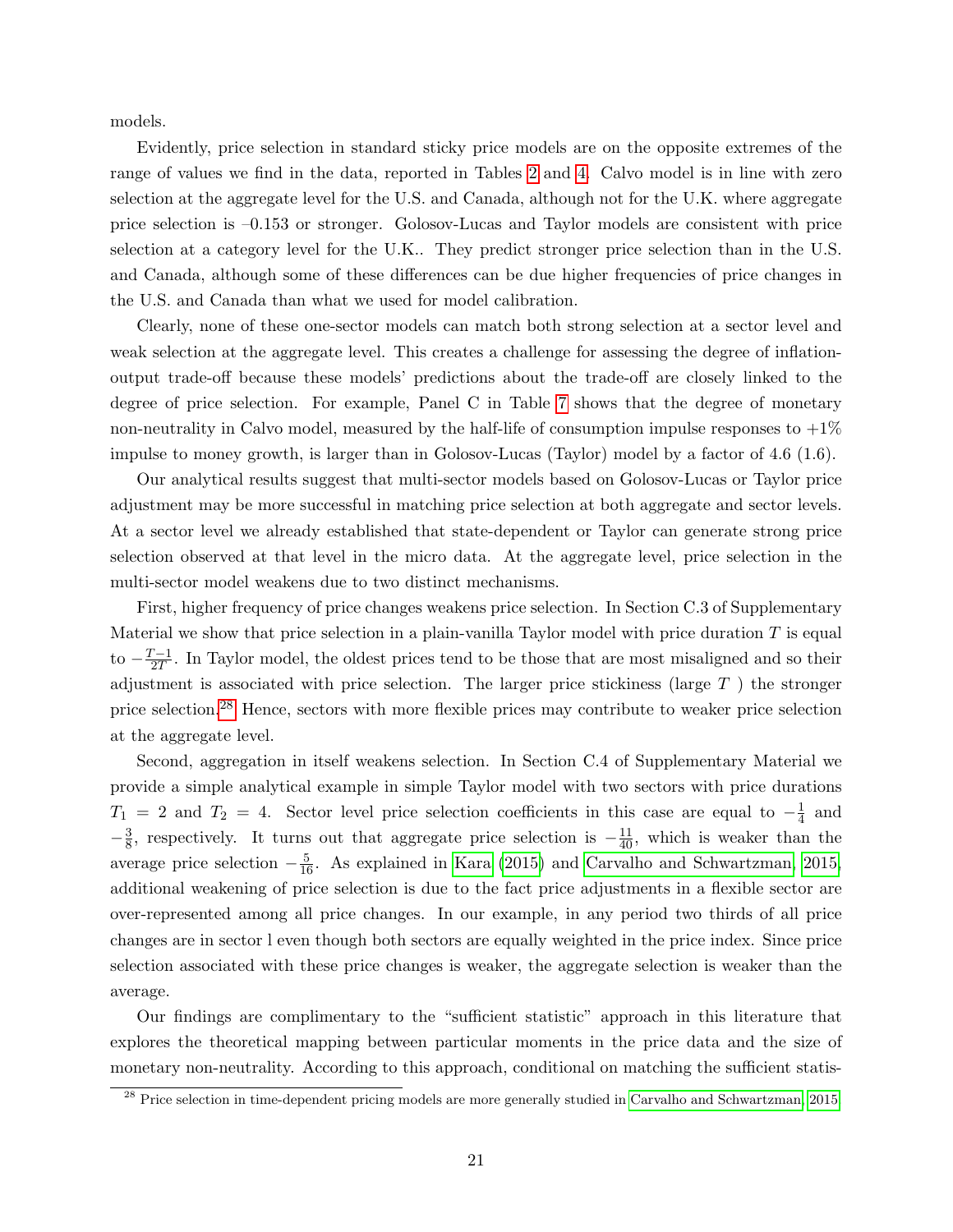models.

Evidently, price selection in standard sticky price models are on the opposite extremes of the range of values we find in the data, reported in Tables 2 and 4. Calvo model is in line with zero selection at the aggregate level for the U.S. and Canada, although not for the U.K. where aggregate price selection is –0.153 or stronger. Golosov-Lucas and Taylor models are consistent with price selection at a category level for the U.K.. They predict stronger price selection than in the U.S. and Canada, although some of these differences can be due higher frequencies of price changes in the U.S. and Canada than what we used for model calibration.

Clearly, none of these one-sector models can match both strong selection at a sector level and weak selection at the aggregate level. This creates a challenge for assessing the degree of inflation-output trade-off because these models' predictions about the trade-off are closely linked to the degree of price selection. For example, Panel C in Table 7 shows that the degree of monetary non-neutrality in Calvo model, measured by the half-life of consumption impulse responses to +1% impulse to money growth, is larger than in Golosov-Lucas (Taylor) model by a factor of 4.6 (1.6).

Our analytical results suggest that multi-sector models based on Golosov-Lucas or Taylor price adjustment may be more successful in matching price selection at both aggregate and sector levels. At a sector level we already established that state-dependent or Taylor can generate strong price selection observed at that level in the micro data. At the aggregate level, price selection in the multi-sector model weakens due to two distinct mechanisms.

First, higher frequency of price changes weakens price selection. In Section C.3 of Supplementary Material we show that price selection in a plain-vanilla Taylor model with price duration $T$ is equal to $-\frac{T-1}{2T}$. In Taylor model, the oldest prices tend to be those that are most misaligned and so their adjustment is associated with price selection. The larger price stickiness (large $T$ ) the stronger price selection.[28] Hence, sectors with more flexible prices may contribute to weaker price selection at the aggregate level.

Second, aggregation in itself weakens selection. In Section C.4 of Supplementary Material we provide a simple analytical example in simple Taylor model with two sectors with price durations $T_1 = 2$ and $T_2 = 4$. Sector level price selection coefficients in this case are equal to $-\frac{1}{4}$ and $-\frac{3}{8}$, respectively. It turns out that aggregate price selection is $-\frac{11}{40}$, which is weaker than the average price selection $-\frac{5}{16}$. As explained in Kara (2015) and Carvalho and Schwartzman, 2015, additional weakening of price selection is due to the fact price adjustments in a flexible sector are over-represented among all price changes. In our example, in any period two thirds of all price changes are in sector l even though both sectors are equally weighted in the price index. Since price selection associated with these price changes is weaker, the aggregate selection is weaker than the average.

Our findings are complimentary to the "sufficient statistic" approach in this literature that explores the theoretical mapping between particular moments in the price data and the size of monetary non-neutrality. According to this approach, conditional on matching the sufficient statis-

[28] Price selection in time-dependent pricing models are more generally studied in Carvalho and Schwartzman, 2015.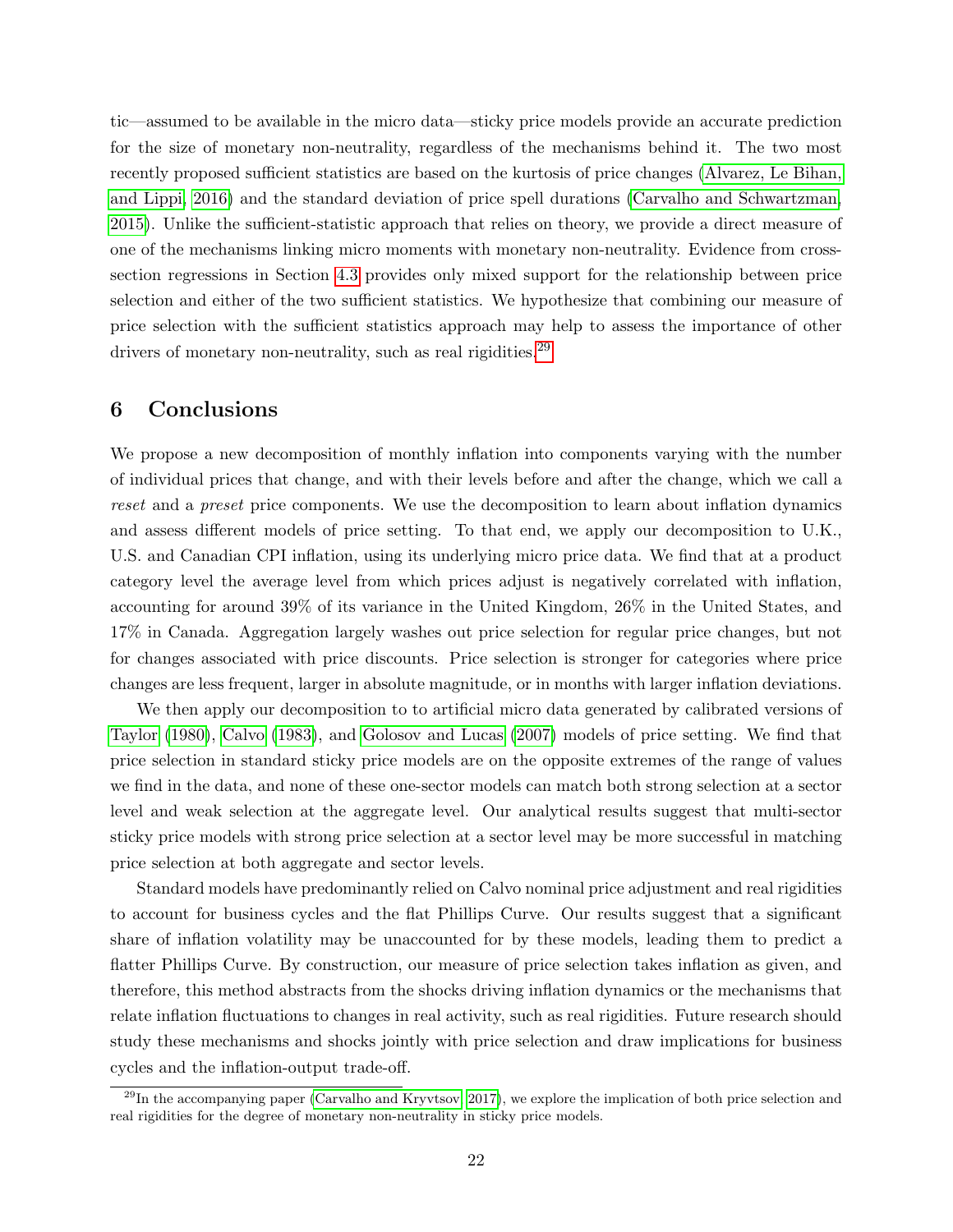tic—assumed to be available in the micro data—sticky price models provide an accurate prediction for the size of monetary non-neutrality, regardless of the mechanisms behind it. The two most recently proposed sufficient statistics are based on the kurtosis of price changes (Alvarez, Le Bihan, and Lippi, 2016) and the standard deviation of price spell durations (Carvalho and Schwartzman, 2015). Unlike the sufficient-statistic approach that relies on theory, we provide a direct measure of one of the mechanisms linking micro moments with monetary non-neutrality. Evidence from cross-section regressions in Section 4.3 provides only mixed support for the relationship between price selection and either of the two sufficient statistics. We hypothesize that combining our measure of price selection with the sufficient statistics approach may help to assess the importance of other drivers of monetary non-neutrality, such as real rigidities.[29]

# 6 Conclusions

We propose a new decomposition of monthly inflation into components varying with the number of individual prices that change, and with their levels before and after the change, which we call a *reset* and a *preset* price components. We use the decomposition to learn about inflation dynamics and assess different models of price setting. To that end, we apply our decomposition to U.K., U.S. and Canadian CPI inflation, using its underlying micro price data. We find that at a product category level the average level from which prices adjust is negatively correlated with inflation, accounting for around 39% of its variance in the United Kingdom, 26% in the United States, and 17% in Canada. Aggregation largely washes out price selection for regular price changes, but not for changes associated with price discounts. Price selection is stronger for categories where price changes are less frequent, larger in absolute magnitude, or in months with larger inflation deviations.

We then apply our decomposition to to artificial micro data generated by calibrated versions of Taylor (1980), Calvo (1983), and Golosov and Lucas (2007) models of price setting. We find that price selection in standard sticky price models are on the opposite extremes of the range of values we find in the data, and none of these one-sector models can match both strong selection at a sector level and weak selection at the aggregate level. Our analytical results suggest that multi-sector sticky price models with strong price selection at a sector level may be more successful in matching price selection at both aggregate and sector levels.

Standard models have predominantly relied on Calvo nominal price adjustment and real rigidities to account for business cycles and the flat Phillips Curve. Our results suggest that a significant share of inflation volatility may be unaccounted for by these models, leading them to predict a flatter Phillips Curve. By construction, our measure of price selection takes inflation as given, and therefore, this method abstracts from the shocks driving inflation dynamics or the mechanisms that relate inflation fluctuations to changes in real activity, such as real rigidities. Future research should study these mechanisms and shocks jointly with price selection and draw implications for business cycles and the inflation-output trade-off.

[29] In the accompanying paper (Carvalho and Kryvtsov, 2017), we explore the implication of both price selection and real rigidities for the degree of monetary non-neutrality in sticky price models.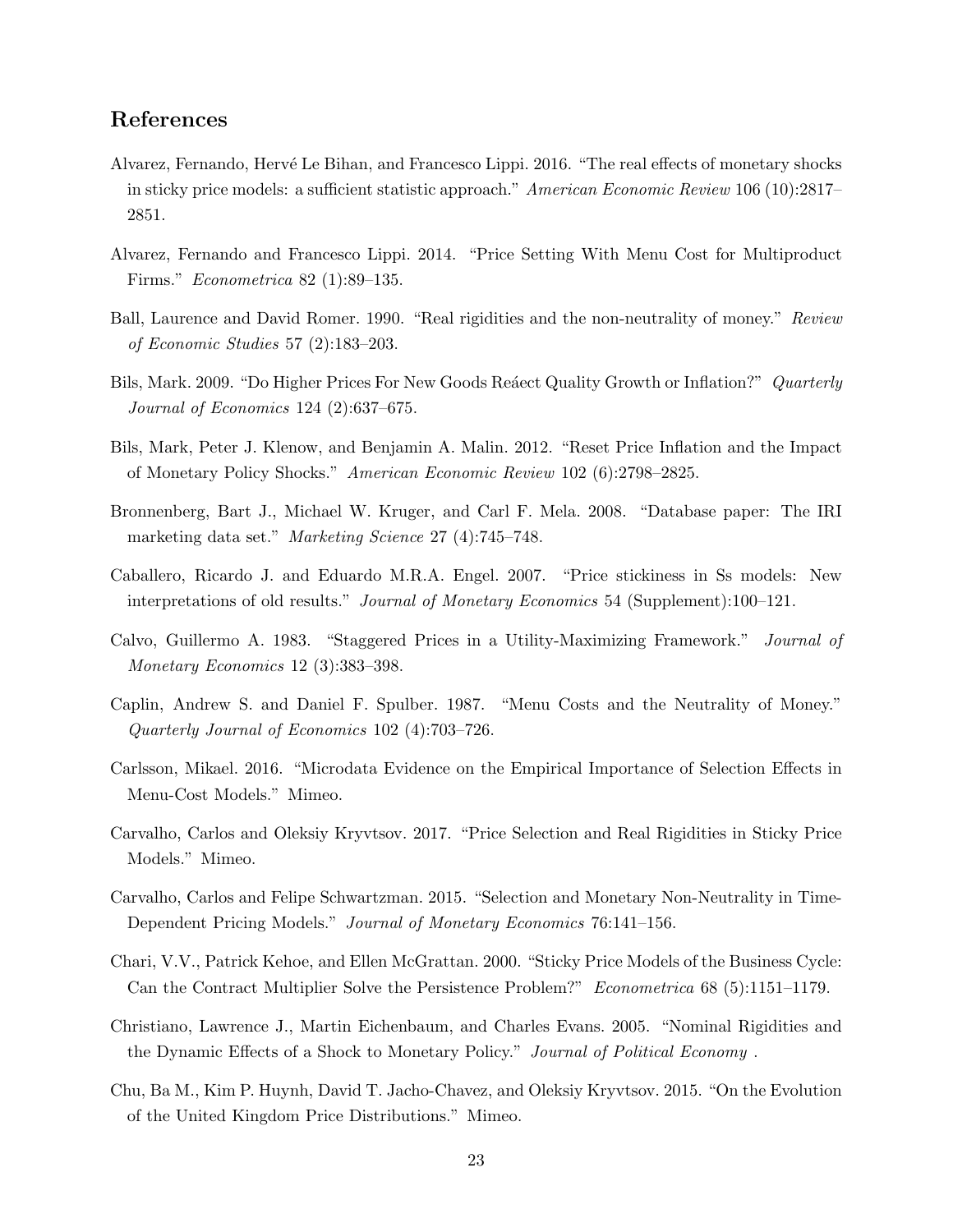## References

Alvarez, Fernando, Hervé Le Bihan, and Francesco Lippi. 2016. "The real effects of monetary shocks in sticky price models: a sufficient statistic approach." *American Economic Review* 106 (10):2817–2851.

Alvarez, Fernando and Francesco Lippi. 2014. "Price Setting With Menu Cost for Multiproduct Firms." *Econometrica* 82 (1):89–135.

Ball, Laurence and David Romer. 1990. "Real rigidities and the non-neutrality of money." *Review of Economic Studies* 57 (2):183–203.

Bils, Mark. 2009. "Do Higher Prices For New Goods Reáect Quality Growth or Inflation?" *Quarterly Journal of Economics* 124 (2):637–675.

Bils, Mark, Peter J. Klenow, and Benjamin A. Malin. 2012. "Reset Price Inflation and the Impact of Monetary Policy Shocks." *American Economic Review* 102 (6):2798–2825.

Bronnenberg, Bart J., Michael W. Kruger, and Carl F. Mela. 2008. "Database paper: The IRI marketing data set." *Marketing Science* 27 (4):745–748.

Caballero, Ricardo J. and Eduardo M.R.A. Engel. 2007. "Price stickiness in Ss models: New interpretations of old results." *Journal of Monetary Economics* 54 (Supplement):100–121.

Calvo, Guillermo A. 1983. "Staggered Prices in a Utility-Maximizing Framework." *Journal of Monetary Economics* 12 (3):383–398.

Caplin, Andrew S. and Daniel F. Spulber. 1987. "Menu Costs and the Neutrality of Money." *Quarterly Journal of Economics* 102 (4):703–726.

Carlsson, Mikael. 2016. "Microdata Evidence on the Empirical Importance of Selection Effects in Menu-Cost Models." Mimeo.

Carvalho, Carlos and Oleksiy Kryvtsov. 2017. "Price Selection and Real Rigidities in Sticky Price Models." Mimeo.

Carvalho, Carlos and Felipe Schwartzman. 2015. "Selection and Monetary Non-Neutrality in Time-Dependent Pricing Models." *Journal of Monetary Economics* 76:141–156.

Chari, V.V., Patrick Kehoe, and Ellen McGrattan. 2000. "Sticky Price Models of the Business Cycle: Can the Contract Multiplier Solve the Persistence Problem?" *Econometrica* 68 (5):1151–1179.

Christiano, Lawrence J., Martin Eichenbaum, and Charles Evans. 2005. "Nominal Rigidities and the Dynamic Effects of a Shock to Monetary Policy." *Journal of Political Economy* .

Chu, Ba M., Kim P. Huynh, David T. Jacho-Chavez, and Oleksiy Kryvtsov. 2015. "On the Evolution of the United Kingdom Price Distributions." Mimeo.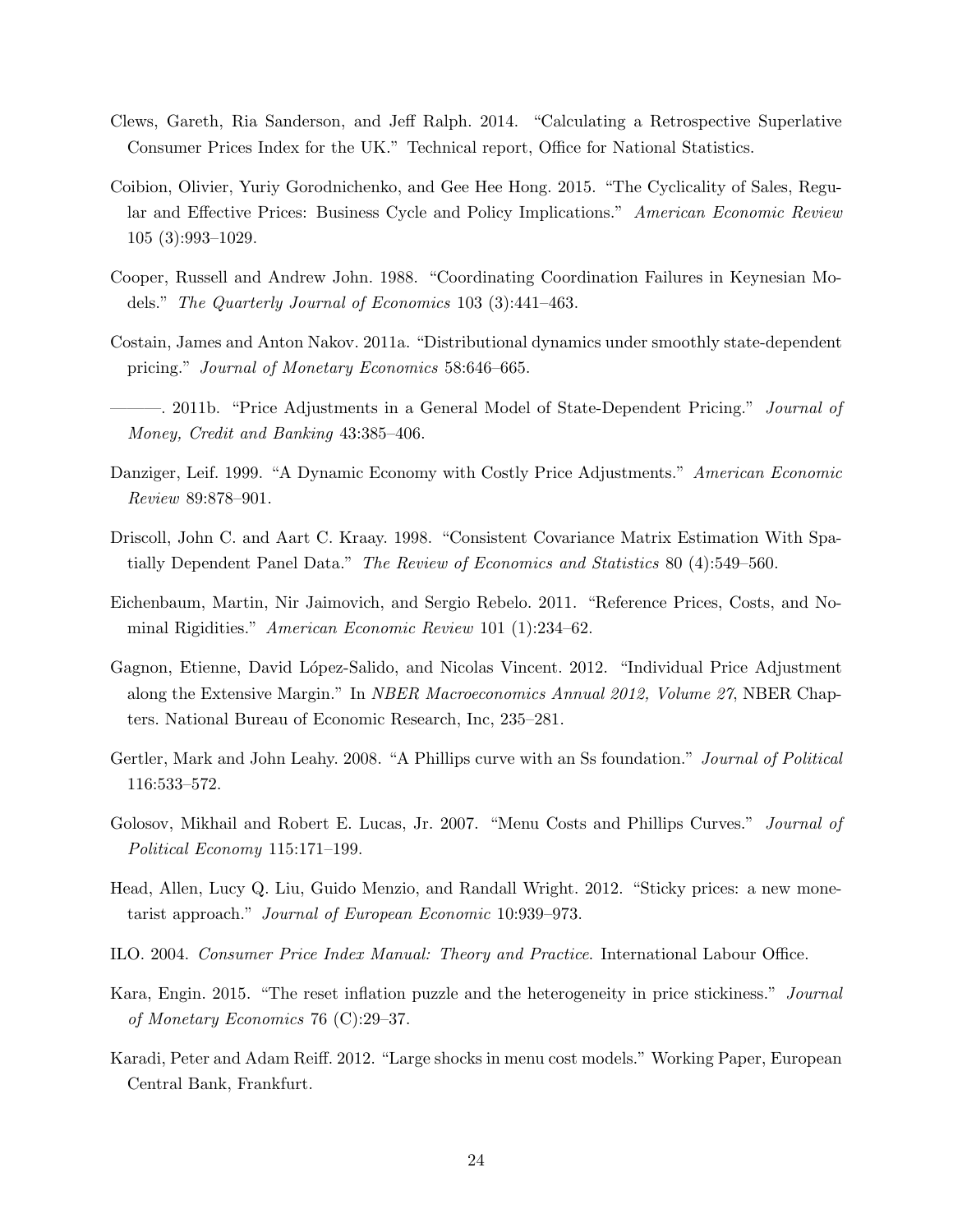Clews, Gareth, Ria Sanderson, and Jeff Ralph. 2014. "Calculating a Retrospective Superlative Consumer Prices Index for the UK." Technical report, Office for National Statistics.

Coibion, Olivier, Yuriy Gorodnichenko, and Gee Hee Hong. 2015. "The Cyclicality of Sales, Regular and Effective Prices: Business Cycle and Policy Implications." *American Economic Review* 105 (3):993–1029.

Cooper, Russell and Andrew John. 1988. "Coordinating Coordination Failures in Keynesian Models." *The Quarterly Journal of Economics* 103 (3):441–463.

Costain, James and Anton Nakov. 2011a. "Distributional dynamics under smoothly state-dependent pricing." *Journal of Monetary Economics* 58:646–665.

———. 2011b. "Price Adjustments in a General Model of State-Dependent Pricing." *Journal of Money, Credit and Banking* 43:385–406.

Danziger, Leif. 1999. "A Dynamic Economy with Costly Price Adjustments." *American Economic Review* 89:878–901.

Driscoll, John C. and Aart C. Kraay. 1998. "Consistent Covariance Matrix Estimation With Spatially Dependent Panel Data." *The Review of Economics and Statistics* 80 (4):549–560.

Eichenbaum, Martin, Nir Jaimovich, and Sergio Rebelo. 2011. "Reference Prices, Costs, and Nominal Rigidities." *American Economic Review* 101 (1):234–62.

Gagnon, Etienne, David López-Salido, and Nicolas Vincent. 2012. "Individual Price Adjustment along the Extensive Margin." In *NBER Macroeconomics Annual 2012, Volume 27*, NBER Chapters. National Bureau of Economic Research, Inc, 235–281.

Gertler, Mark and John Leahy. 2008. "A Phillips curve with an Ss foundation." *Journal of Political* 116:533–572.

Golosov, Mikhail and Robert E. Lucas, Jr. 2007. "Menu Costs and Phillips Curves." *Journal of Political Economy* 115:171–199.

Head, Allen, Lucy Q. Liu, Guido Menzio, and Randall Wright. 2012. "Sticky prices: a new monetarist approach." *Journal of European Economic* 10:939–973.

ILO. 2004. *Consumer Price Index Manual: Theory and Practice*. International Labour Office.

Kara, Engin. 2015. "The reset inflation puzzle and the heterogeneity in price stickiness." *Journal of Monetary Economics* 76 (C):29–37.

Karadi, Peter and Adam Reiff. 2012. "Large shocks in menu cost models." Working Paper, European Central Bank, Frankfurt.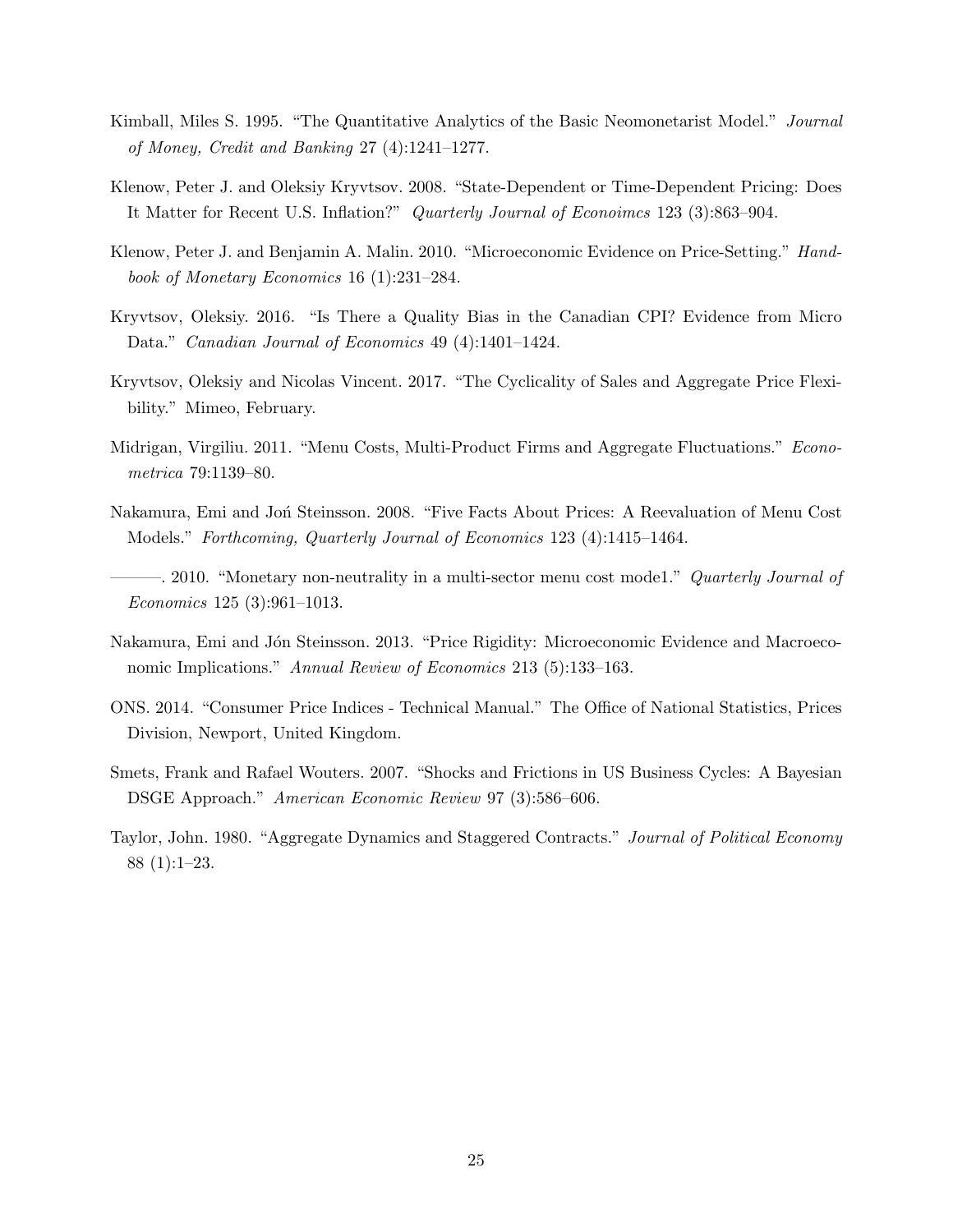Kimball, Miles S. 1995. "The Quantitative Analytics of the Basic Neomonetarist Model." *Journal of Money, Credit and Banking* 27 (4):1241–1277.

Klenow, Peter J. and Oleksiy Kryvtsov. 2008. "State-Dependent or Time-Dependent Pricing: Does It Matter for Recent U.S. Inflation?" *Quarterly Journal of Econoimcs* 123 (3):863–904.

Klenow, Peter J. and Benjamin A. Malin. 2010. "Microeconomic Evidence on Price-Setting." *Handbook of Monetary Economics* 16 (1):231–284.

Kryvtsov, Oleksiy. 2016. "Is There a Quality Bias in the Canadian CPI? Evidence from Micro Data." *Canadian Journal of Economics* 49 (4):1401–1424.

Kryvtsov, Oleksiy and Nicolas Vincent. 2017. "The Cyclicality of Sales and Aggregate Price Flexibility." Mimeo, February.

Midrigan, Virgiliu. 2011. "Menu Costs, Multi-Product Firms and Aggregate Fluctuations." *Econometrica* 79:1139–80.

Nakamura, Emi and Joń Steinsson. 2008. "Five Facts About Prices: A Reevaluation of Menu Cost Models." *Forthcoming, Quarterly Journal of Economics* 123 (4):1415–1464.

———. 2010. "Monetary non-neutrality in a multi-sector menu cost mode1." *Quarterly Journal of Economics* 125 (3):961–1013.

Nakamura, Emi and Jón Steinsson. 2013. "Price Rigidity: Microeconomic Evidence and Macroeconomic Implications." *Annual Review of Economics* 213 (5):133–163.

ONS. 2014. "Consumer Price Indices - Technical Manual." The Office of National Statistics, Prices Division, Newport, United Kingdom.

Smets, Frank and Rafael Wouters. 2007. "Shocks and Frictions in US Business Cycles: A Bayesian DSGE Approach." *American Economic Review* 97 (3):586–606.

Taylor, John. 1980. "Aggregate Dynamics and Staggered Contracts." *Journal of Political Economy* 88 (1):1–23.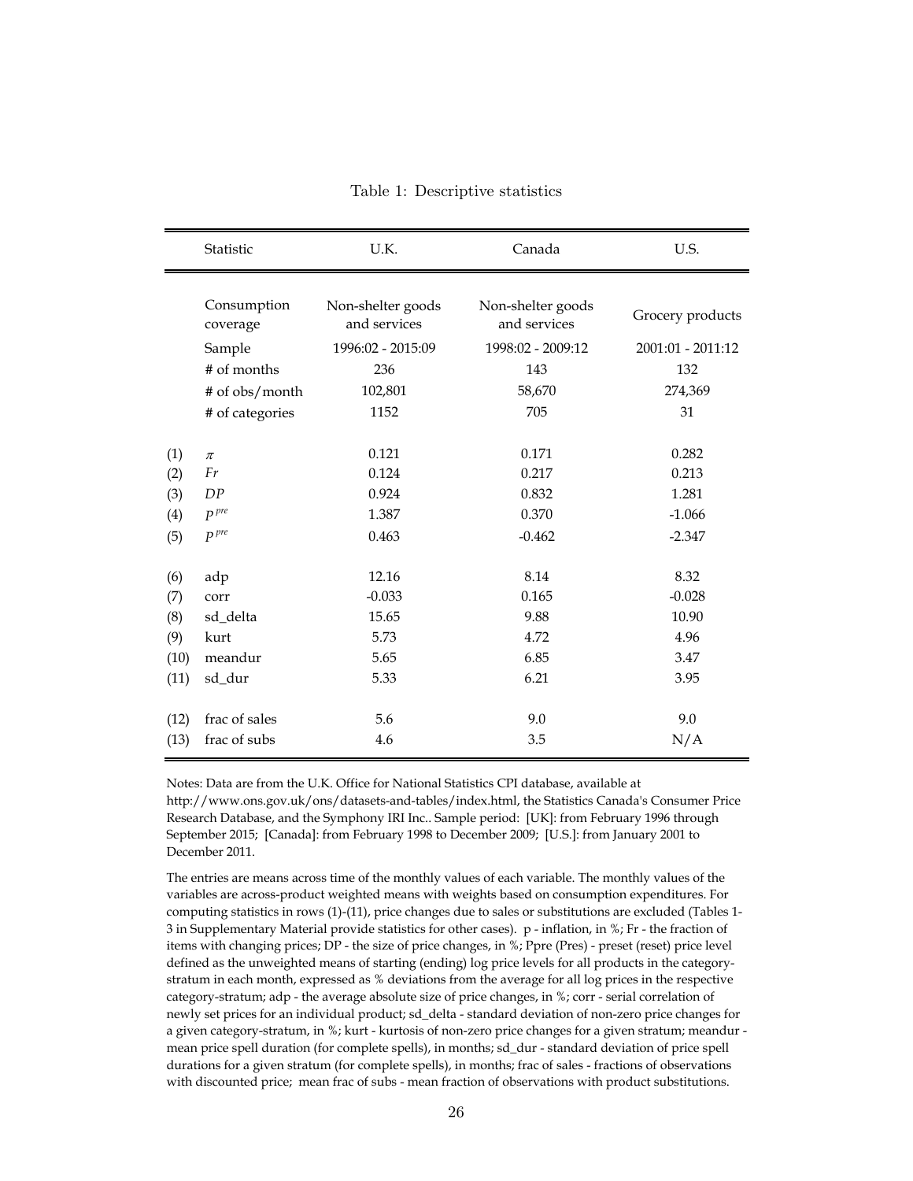Table 1: Descriptive statistics

| | Statistic | U.K. | Canada | U.S. |
|---|---|---|---|---|
| | Consumption coverage | Non-shelter goods and services | Non-shelter goods and services | Grocery products |
| | Sample | 1996:02 - 2015:09 | 1998:02 - 2009:12 | 2001:01 - 2011:12 |
| | # of months | 236 | 143 | 132 |
| | # of obs/month | 102,801 | 58,670 | 274,369 |
| | # of categories | 1152 | 705 | 31 |
| (1) | $\pi$ | 0.121 | 0.171 | 0.282 |
| (2) | $Fr$ | 0.124 | 0.217 | 0.213 |
| (3) | $DP$ | 0.924 | 0.832 | 1.281 |
| (4) | $P^{pre}$ | 1.387 | 0.370 | -1.066 |
| (5) | $P^{pre}$ | 0.463 | -0.462 | -2.347 |
| (6) | adp | 12.16 | 8.14 | 8.32 |
| (7) | corr | -0.033 | 0.165 | -0.028 |
| (8) | sd_delta | 15.65 | 9.88 | 10.90 |
| (9) | kurt | 5.73 | 4.72 | 4.96 |
| (10) | meandur | 5.65 | 6.85 | 3.47 |
| (11) | sd_dur | 5.33 | 6.21 | 3.95 |
| (12) | frac of sales | 5.6 | 9.0 | 9.0 |
| (13) | frac of subs | 4.6 | 3.5 | N/A |

Notes: Data are from the U.K. Office for National Statistics CPI database, available at http://www.ons.gov.uk/ons/datasets-and-tables/index.html, the Statistics Canada's Consumer Price Research Database, and the Symphony IRI Inc.. Sample period: [UK]: from February 1996 through September 2015; [Canada]: from February 1998 to December 2009; [U.S.]: from January 2001 to December 2011.

The entries are means across time of the monthly values of each variable. The monthly values of the variables are across-product weighted means with weights based on consumption expenditures. For computing statistics in rows (1)-(11), price changes due to sales or substitutions are excluded (Tables 1-3 in Supplementary Material provide statistics for other cases). p - inflation, in %; Fr - the fraction of items with changing prices; DP - the size of price changes, in %; Ppre (Pres) - preset (reset) price level defined as the unweighted means of starting (ending) log price levels for all products in the category-stratum in each month, expressed as % deviations from the average for all log prices in the respective category-stratum; adp - the average absolute size of price changes, in %; corr - serial correlation of newly set prices for an individual product; sd_delta - standard deviation of non-zero price changes for a given category-stratum, in %; kurt - kurtosis of non-zero price changes for a given stratum; meandur - mean price spell duration (for complete spells), in months; sd_dur - standard deviation of price spell durations for a given stratum (for complete spells), in months; frac of sales - fractions of observations with discounted price; mean frac of subs - mean fraction of observations with product substitutions.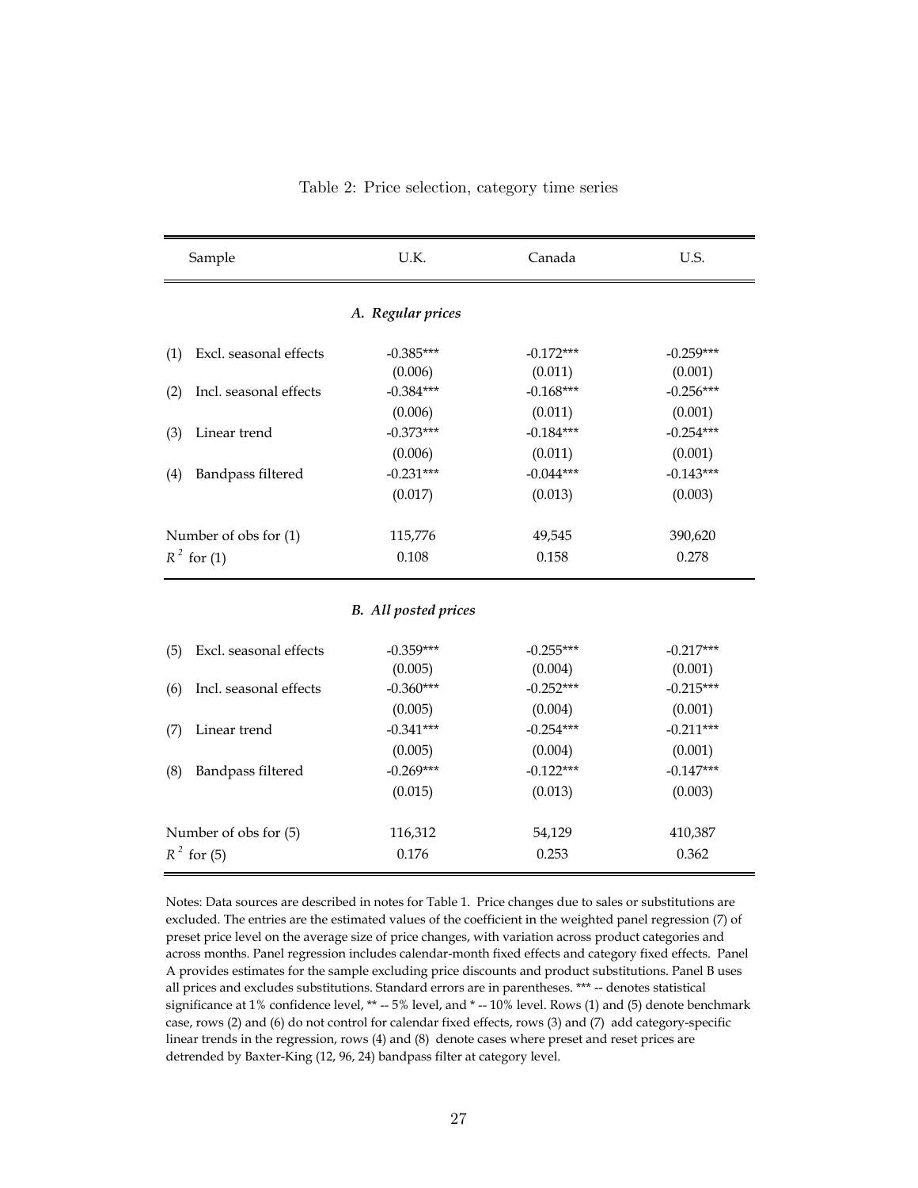Table 2: Price selection, category time series

| Sample | U.K. | Canada | U.S. |
|---|---|---|---|
| | ***A. Regular prices*** | | |
| (1) Excl. seasonal effects | -0.385*** | -0.172*** | -0.259*** |
| | (0.006) | (0.011) | (0.001) |
| (2) Incl. seasonal effects | -0.384*** | -0.168*** | -0.256*** |
| | (0.006) | (0.011) | (0.001) |
| (3) Linear trend | -0.373*** | -0.184*** | -0.254*** |
| | (0.006) | (0.011) | (0.001) |
| (4) Bandpass filtered | -0.231*** | -0.044*** | -0.143*** |
| | (0.017) | (0.013) | (0.003) |
| Number of obs for (1) | 115,776 | 49,545 | 390,620 |
| $R^2$ for (1) | 0.108 | 0.158 | 0.278 |
| | ***B. All posted prices*** | | |
| (5) Excl. seasonal effects | -0.359*** | -0.255*** | -0.217*** |
| | (0.005) | (0.004) | (0.001) |
| (6) Incl. seasonal effects | -0.360*** | -0.252*** | -0.215*** |
| | (0.005) | (0.004) | (0.001) |
| (7) Linear trend | -0.341*** | -0.254*** | -0.211*** |
| | (0.005) | (0.004) | (0.001) |
| (8) Bandpass filtered | -0.269*** | -0.122*** | -0.147*** |
| | (0.015) | (0.013) | (0.003) |
| Number of obs for (5) | 116,312 | 54,129 | 410,387 |
| $R^2$ for (5) | 0.176 | 0.253 | 0.362 |

Notes: Data sources are described in notes for Table 1. Price changes due to sales or substitutions are excluded. The entries are the estimated values of the coefficient in the weighted panel regression (7) of preset price level on the average size of price changes, with variation across product categories and across months. Panel regression includes calendar-month fixed effects and category fixed effects. Panel A provides estimates for the sample excluding price discounts and product substitutions. Panel B uses all prices and excludes substitutions. Standard errors are in parentheses. *** -- denotes statistical significance at 1% confidence level, ** -- 5% level, and * -- 10% level. Rows (1) and (5) denote benchmark case, rows (2) and (6) do not control for calendar fixed effects, rows (3) and (7) add category-specific linear trends in the regression, rows (4) and (8) denote cases where preset and reset prices are detrended by Baxter-King (12, 96, 24) bandpass filter at category level.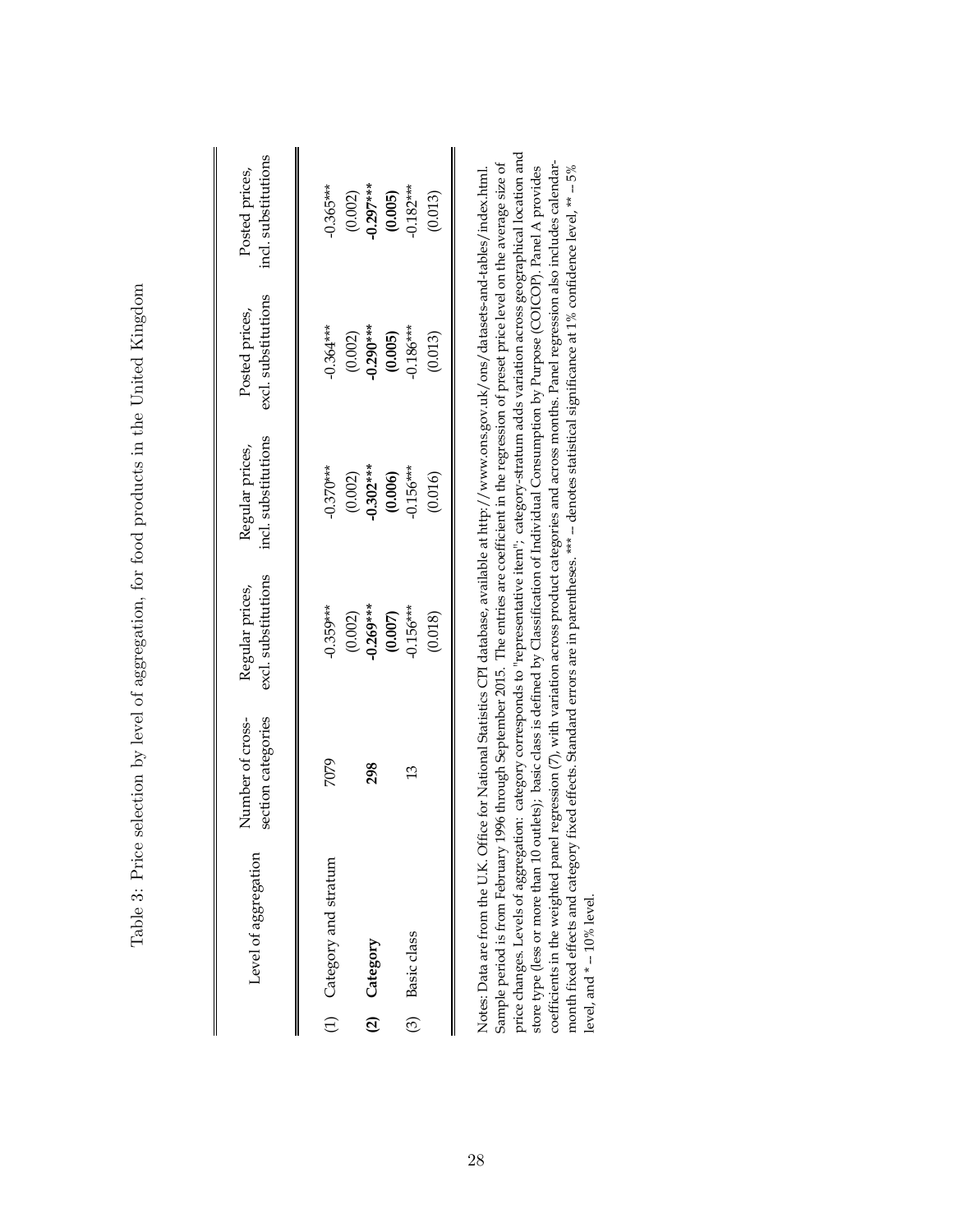Table 3: Price selection by level of aggregation, for food products in the United Kingdom

| | Level of aggregation | Number of cross-section categories | Regular prices, excl. substitutions | Regular prices, incl. substitutions | Posted prices, excl. substitutions | Posted prices, incl. substitutions |
|---|---|---|---|---|---|---|
| (1) | Category and stratum | 7079 | -0.359*** | -0.370*** | -0.364*** | -0.365*** |
| | | | (0.002) | (0.002) | (0.002) | (0.002) |
| **(2)** | **Category** | **298** | **-0.269***** | **-0.302***** | **-0.290***** | **-0.297***** |
| | | | **(0.007)** | **(0.006)** | **(0.005)** | **(0.005)** |
| (3) | Basic class | 13 | -0.156*** | -0.156*** | -0.186*** | -0.182*** |
| | | | (0.018) | (0.016) | (0.013) | (0.013) |

Notes: Data are from the U.K. Office for National Statistics CPI database, available at http://www.ons.gov.uk/ons/datasets-and-tables/index.html. Sample period is from February 1996 through September 2015. The entries are coefficient in the regression of preset price level on the average size of price changes. Levels of aggregation: category corresponds to "representative item"; category-stratum adds variation across geographical location and store type (less or more than 10 outlets); basic class is defined by Classification of Individual Consumption by Purpose (COICOP). Panel A provides coefficients in the weighted panel regression (7), with variation across product categories and across months. Panel regression also includes calendar-month fixed effects and category fixed effects. Standard errors are in parentheses. *** – denotes statistical significance at 1% confidence level, ** – 5% level, and * – 10% level.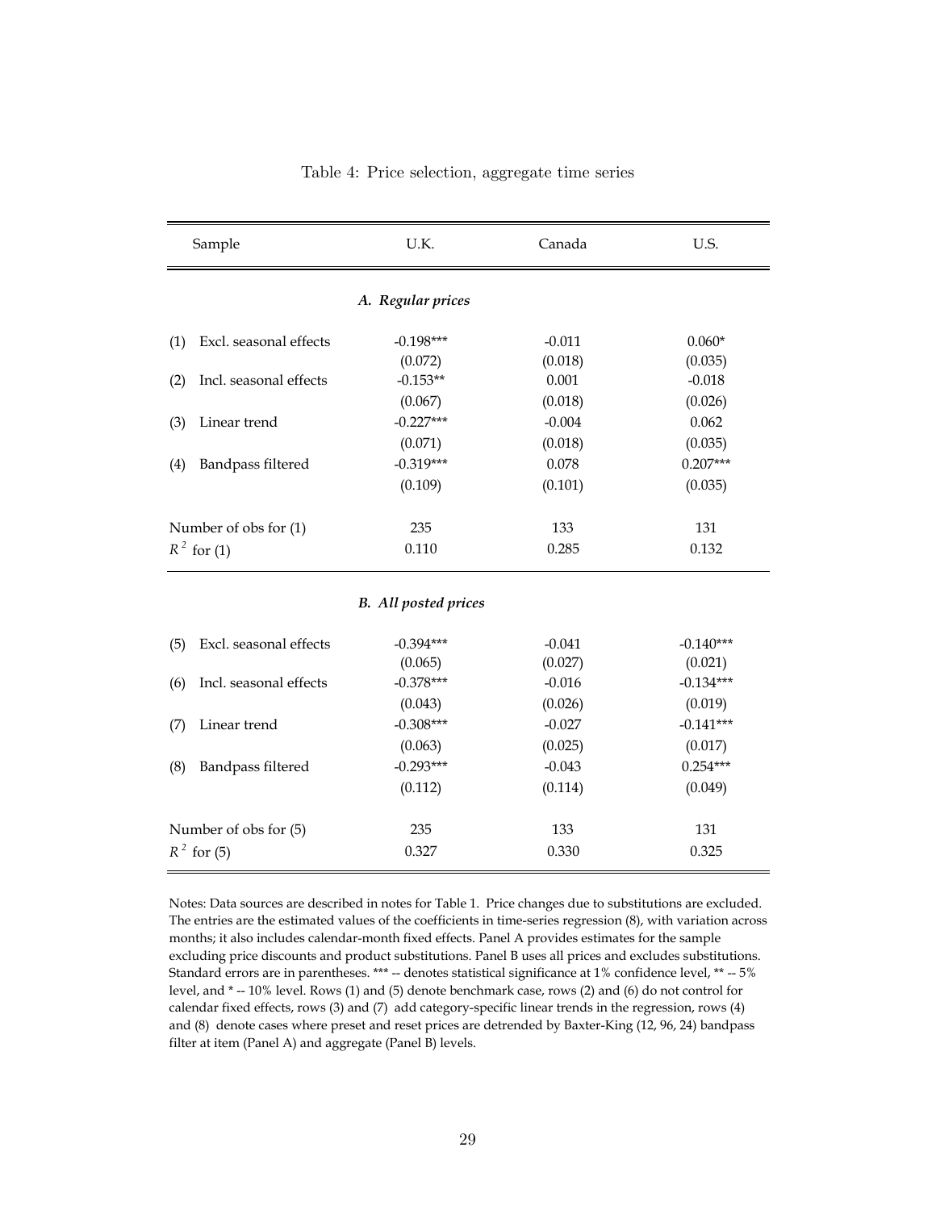Table 4: Price selection, aggregate time series

| Sample | U.K. | Canada | U.S. |
|---|---|---|---|
| | ***A. Regular prices*** | | |
| (1) Excl. seasonal effects | -0.198*** | -0.011 | 0.060* |
| | (0.072) | (0.018) | (0.035) |
| (2) Incl. seasonal effects | -0.153** | 0.001 | -0.018 |
| | (0.067) | (0.018) | (0.026) |
| (3) Linear trend | -0.227*** | -0.004 | 0.062 |
| | (0.071) | (0.018) | (0.035) |
| (4) Bandpass filtered | -0.319*** | 0.078 | 0.207*** |
| | (0.109) | (0.101) | (0.035) |
| Number of obs for (1) | 235 | 133 | 131 |
| $R^2$ for (1) | 0.110 | 0.285 | 0.132 |
| | ***B. All posted prices*** | | |
| (5) Excl. seasonal effects | -0.394*** | -0.041 | -0.140*** |
| | (0.065) | (0.027) | (0.021) |
| (6) Incl. seasonal effects | -0.378*** | -0.016 | -0.134*** |
| | (0.043) | (0.026) | (0.019) |
| (7) Linear trend | -0.308*** | -0.027 | -0.141*** |
| | (0.063) | (0.025) | (0.017) |
| (8) Bandpass filtered | -0.293*** | -0.043 | 0.254*** |
| | (0.112) | (0.114) | (0.049) |
| Number of obs for (5) | 235 | 133 | 131 |
| $R^2$ for (5) | 0.327 | 0.330 | 0.325 |

Notes: Data sources are described in notes for Table 1. Price changes due to substitutions are excluded. The entries are the estimated values of the coefficients in time-series regression (8), with variation across months; it also includes calendar-month fixed effects. Panel A provides estimates for the sample excluding price discounts and product substitutions. Panel B uses all prices and excludes substitutions. Standard errors are in parentheses. *** -- denotes statistical significance at 1% confidence level, ** -- 5% level, and * -- 10% level. Rows (1) and (5) denote benchmark case, rows (2) and (6) do not control for calendar fixed effects, rows (3) and (7) add category-specific linear trends in the regression, rows (4) and (8) denote cases where preset and reset prices are detrended by Baxter-King (12, 96, 24) bandpass filter at item (Panel A) and aggregate (Panel B) levels.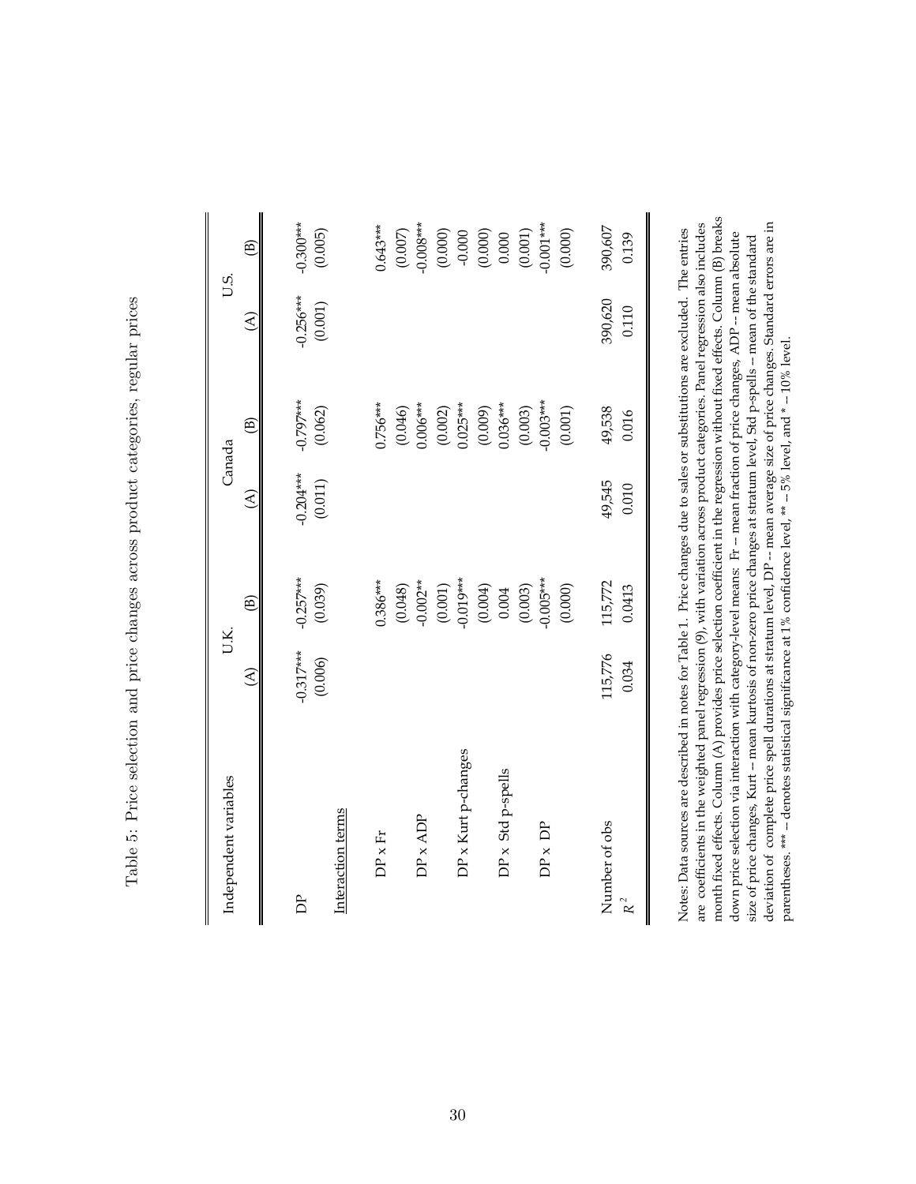Table 5: Price selection and price changes across product categories, regular prices

| Independent variables | U.K. | | Canada | | U.S. | |
|---|---|---|---|---|---|---|
| | (A) | (B) | (A) | (B) | (A) | (B) |
| DP | -0.317*** | -0.257*** | -0.204*** | -0.797*** | -0.256*** | -0.300*** |
| | (0.006) | (0.039) | (0.011) | (0.062) | (0.001) | (0.005) |
| Interaction terms | | | | | | |
| DP x Fr | | 0.386*** | | 0.756*** | | 0.643*** |
| | | (0.048) | | (0.046) | | (0.007) |
| DP x ADP | | -0.002** | | 0.006*** | | -0.008*** |
| | | (0.001) | | (0.002) | | (0.000) |
| DP x Kurt p-changes | | -0.019*** | | 0.025*** | | -0.000 |
| | | (0.004) | | (0.009) | | (0.000) |
| DP x Std p-spells | | 0.004 | | 0.036*** | | 0.000 |
| | | (0.003) | | (0.003) | | (0.001) |
| DP x DP | | -0.005*** | | -0.003*** | | -0.001*** |
| | | (0.000) | | (0.001) | | (0.000) |
| Number of obs | 115,776 | 115,772 | 49,545 | 49,538 | 390,620 | 390,607 |
| $R^2$ | 0.034 | 0.0413 | 0.010 | 0.016 | 0.110 | 0.139 |

Notes: Data sources are described in notes for Table 1. Price changes due to sales or substitutions are excluded. The entries are coefficients in the weighted panel regression (9), with variation across product categories. Panel regression also includes month fixed effects. Column (A) provides price selection coefficient in the regression without fixed effects. Column (B) breaks down price selection via interaction with category-level means: Fr -- mean fraction of price changes, ADP -- mean absolute size of price changes, Kurt -- mean kurtosis of non-zero price changes at stratum level, Std p-spells -- mean of the standard deviation of complete price spell durations at stratum level, DP -- mean average size of price changes. Standard errors are in parentheses. *** -- denotes statistical significance at 1% confidence level, ** -- 5% level, and * -- 10% level.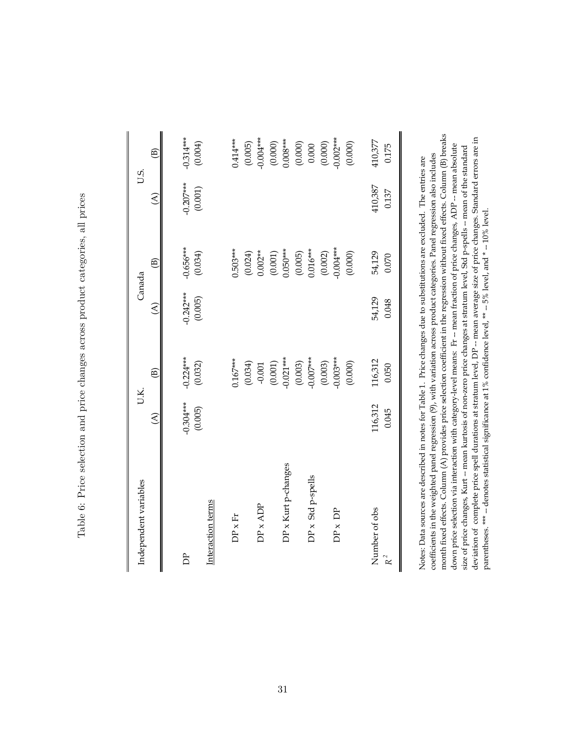Table 6: Price selection and price changes across product categories, all prices

| Independent variables | U.K. | | Canada | | U.S. | |
|---|---|---|---|---|---|---|
| | (A) | (B) | (A) | (B) | (A) | (B) |
| DP | -0.304*** | -0.224*** | -0.242*** | -0.656*** | -0.207*** | -0.314*** |
| | (0.005) | (0.032) | (0.005) | (0.034) | (0.001) | (0.004) |
| Interaction terms | | | | | | |
| DP x Fr | | 0.167*** | | 0.503*** | | 0.414*** |
| | | (0.034) | | (0.024) | | (0.005) |
| DP x ADP | | -0.001 | | 0.002** | | -0.004*** |
| | | (0.001) | | (0.001) | | (0.000) |
| DP x Kurt p-changes | | -0.021*** | | 0.050*** | | 0.008*** |
| | | (0.003) | | (0.005) | | (0.000) |
| DP x Std p-spells | | -0.007*** | | 0.016*** | | 0.000 |
| | | (0.003) | | (0.002) | | (0.000) |
| DP x DP | | -0.003*** | | -0.004*** | | -0.002*** |
| | | (0.000) | | (0.000) | | (0.000) |
| Number of obs | 116,312 | 116,312 | 54,129 | 54,129 | 410,387 | 410,377 |
| $R^2$ | 0.045 | 0.050 | 0.048 | 0.070 | 0.137 | 0.175 |

Notes: Data sources are described in notes for Table 1. Price changes due to substitutions are excluded. The entries are coefficients in the weighted panel regression (9), with variation across product categories. Panel regression also includes month fixed effects. Column (A) provides price selection coefficient in the regression without fixed effects. Column (B) breaks down price selection via interaction with category-level means: Fr -- mean fraction of price changes, ADP -- mean absolute size of price changes, Kurt -- mean kurtosis of non-zero price changes at stratum level, Std p-spells -- mean of the standard deviation of complete price spell durations at stratum level, DP -- mean average size of price changes. Standard errors are in parentheses. *** -- denotes statistical significance at 1% confidence level, ** -- 5% level, and * -- 10% level.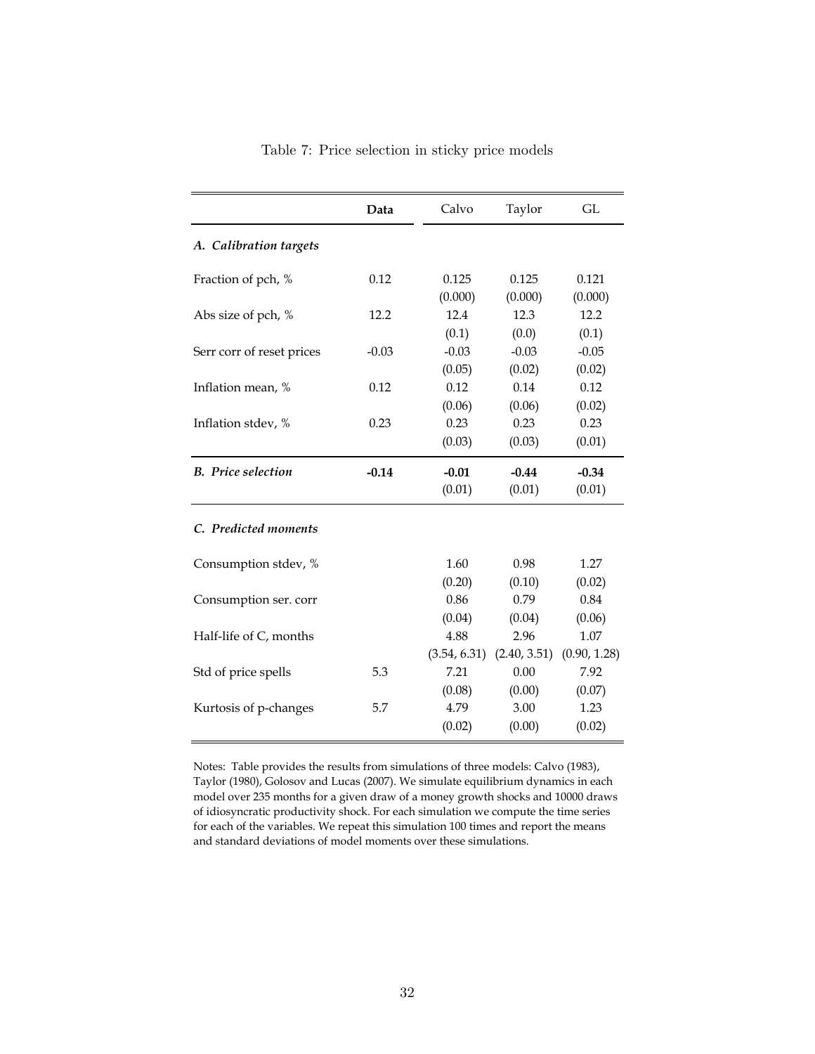Table 7: Price selection in sticky price models

| | **Data** | Calvo | Taylor | GL |
|---|---|---|---|---|
| *A. Calibration targets* | | | | |
| Fraction of pch, % | 0.12 | 0.125 | 0.125 | 0.121 |
| | | (0.000) | (0.000) | (0.000) |
| Abs size of pch, % | 12.2 | 12.4 | 12.3 | 12.2 |
| | | (0.1) | (0.0) | (0.1) |
| Serr corr of reset prices | -0.03 | -0.03 | -0.03 | -0.05 |
| | | (0.05) | (0.02) | (0.02) |
| Inflation mean, % | 0.12 | 0.12 | 0.14 | 0.12 |
| | | (0.06) | (0.06) | (0.02) |
| Inflation stdev, % | 0.23 | 0.23 | 0.23 | 0.23 |
| | | (0.03) | (0.03) | (0.01) |
| ***B. Price selection*** | **-0.14** | **-0.01** | **-0.44** | **-0.34** |
| | | (0.01) | (0.01) | (0.01) |
| *C. Predicted moments* | | | | |
| Consumption stdev, % | | 1.60 | 0.98 | 1.27 |
| | | (0.20) | (0.10) | (0.02) |
| Consumption ser. corr | | 0.86 | 0.79 | 0.84 |
| | | (0.04) | (0.04) | (0.06) |
| Half-life of C, months | | 4.88 | 2.96 | 1.07 |
| | | (3.54, 6.31) | (2.40, 3.51) | (0.90, 1.28) |
| Std of price spells | 5.3 | 7.21 | 0.00 | 7.92 |
| | | (0.08) | (0.00) | (0.07) |
| Kurtosis of p-changes | 5.7 | 4.79 | 3.00 | 1.23 |
| | | (0.02) | (0.00) | (0.02) |

Notes: Table provides the results from simulations of three models: Calvo (1983), Taylor (1980), Golosov and Lucas (2007). We simulate equilibrium dynamics in each model over 235 months for a given draw of a money growth shocks and 10000 draws of idiosyncratic productivity shock. For each simulation we compute the time series for each of the variables. We repeat this simulation 100 times and report the means and standard deviations of model moments over these simulations.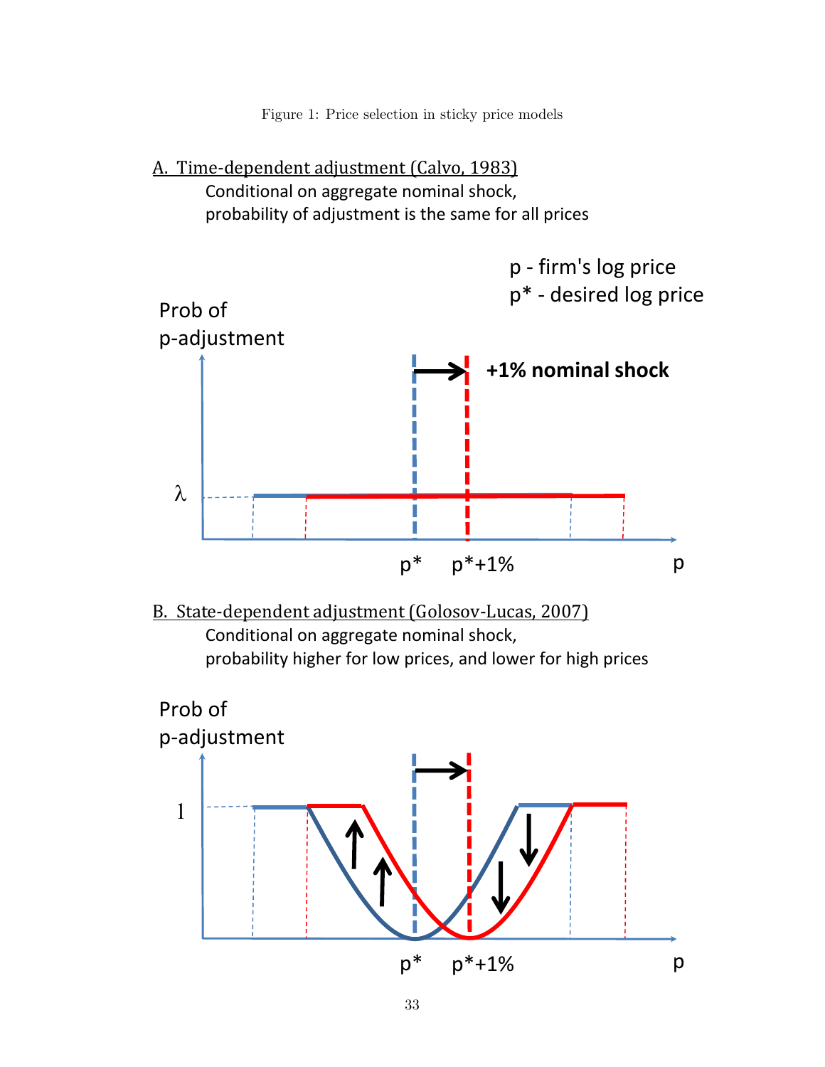Figure 1: Price selection in sticky price models

A. Time-dependent adjustment (Calvo, 1983)

Conditional on aggregate nominal shock,
probability of adjustment is the same for all prices

p - firm's log price
p* - desired log price

Prob of p-adjustment

$\lambda$

**+1% nominal shock**

p* p*+1% p

B. State-dependent adjustment (Golosov-Lucas, 2007)

Conditional on aggregate nominal shock,
probability higher for low prices, and lower for high prices

Prob of p-adjustment

1

p* p*+1% p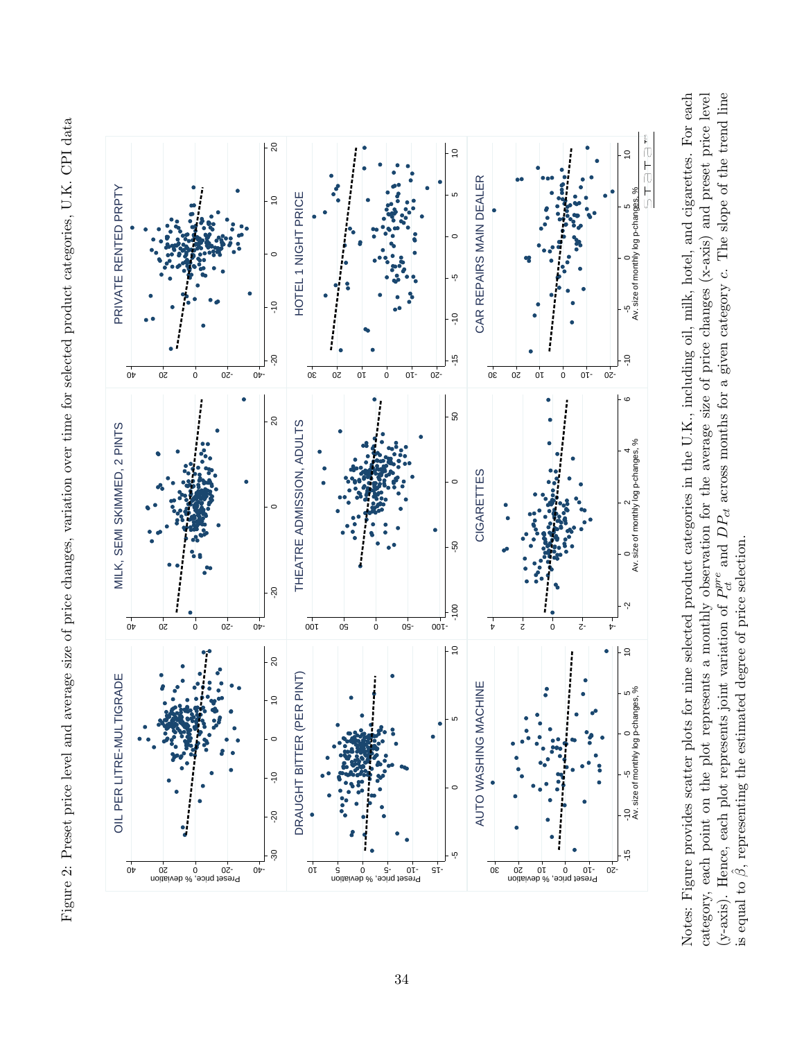Figure 2: Preset price level and average size of price changes, variation over time for selected product categories, U.K. CPI data

Notes: Figure provides scatter plots for nine selected product categories in the U.K., including oil, milk, hotel, and cigarettes. For each category, each point on the plot represents a monthly observation for the average size of price changes (x-axis) and preset price level (y-axis). Hence, each plot represents joint variation of $P_{ct}^{pre}$ and $DP_{ct}$ across months for a given category $c$. The slope of the trend line is equal to $\hat{\beta}$, representing the estimated degree of price selection.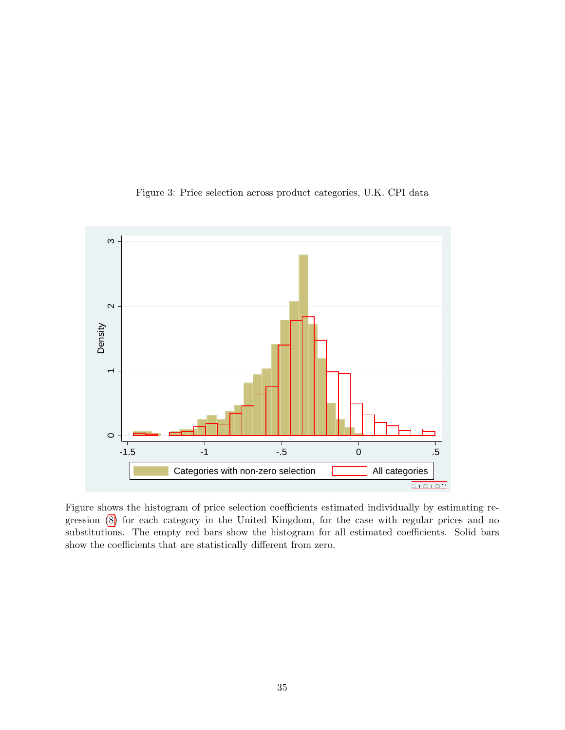Figure 3: Price selection across product categories, U.K. CPI data

Figure shows the histogram of price selection coefficients estimated individually by estimating regression (8) for each category in the United Kingdom, for the case with regular prices and no substitutions. The empty red bars show the histogram for all estimated coefficients. Solid bars show the coefficients that are statistically different from zero.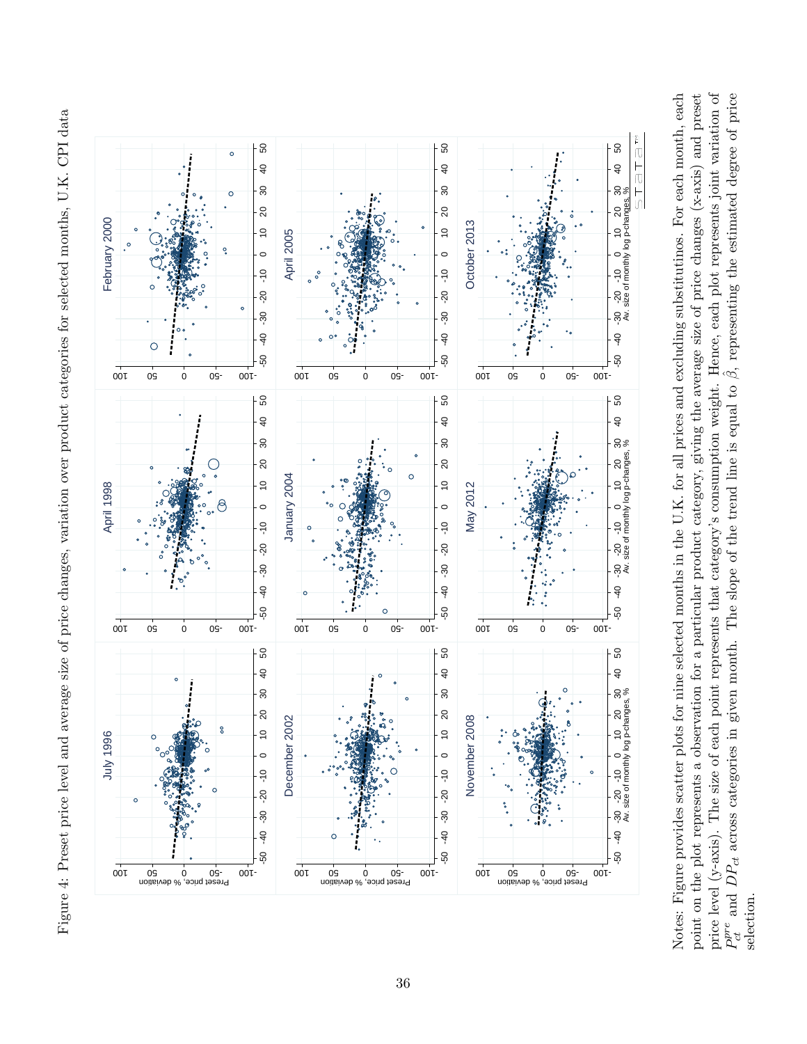Figure 4: Preset price level and average size of price changes, variation over product categories for selected months, U.K. CPI data

July 1996

April 1998

February 2000

December 2002

January 2004

April 2005

November 2008

May 2012

October 2013

Preset price, % deviation

100 50 0 -50 -100

Av. size of monthly log p-changes, %

-50 -40 -30 -20 -10 0 10 20 30 40 50

Notes: Figure provides scatter plots for nine selected months in the U.K. for all prices and excluding substitutinos. For each month, each point on the plot represents a observation for a particular product category, giving the average size of price changes (x-axis) and preset price level (y-axis). The size of each point represents that category's consumption weight. Hence, each plot represents joint variation of $P_{ct}^{pre}$ and $DP_{ct}$ across categories in given month. The slope of the trend line is equal to $\hat{\beta}$, representing the estimated degree of price selection.